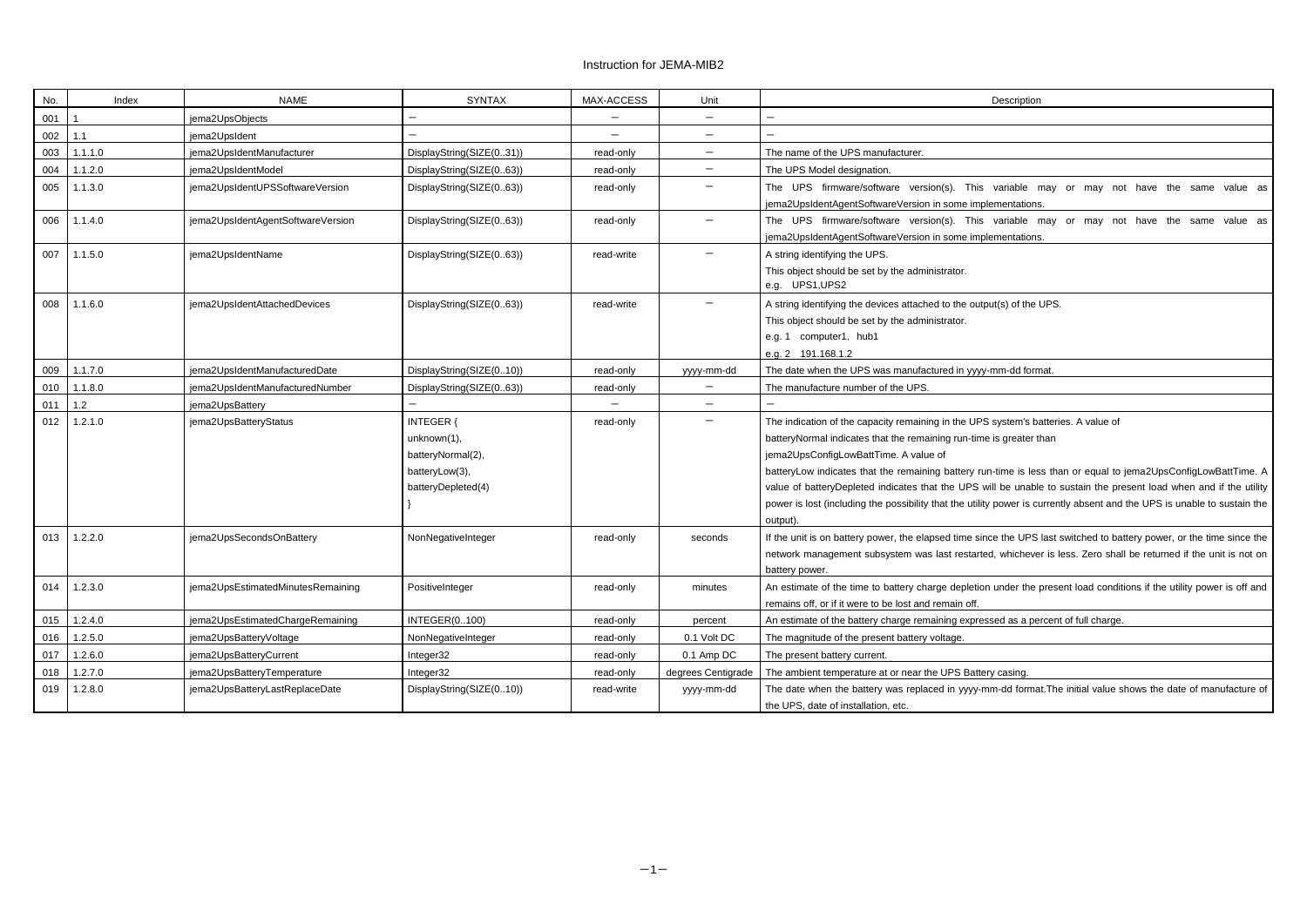# Instruction for JEMA-MIB2

| No. | Index | NAME | SYNTAX | MAX-ACCESS | Unit | Description |
|---|---|---|---|---|---|---|
| 001 | 1 | jema2UpsObjects | − | − | − | − |
| 002 | 1.1 | jema2UpsIdent | − | − | − | − |
| 003 | 1.1.1.0 | jema2UpsIdentManufacturer | DisplayString(SIZE(0..31)) | read-only | − | The name of the UPS manufacturer. |
| 004 | 1.1.2.0 | jema2UpsIdentModel | DisplayString(SIZE(0..63)) | read-only | − | The UPS Model designation. |
| 005 | 1.1.3.0 | jema2UpsIdentUPSSoftwareVersion | DisplayString(SIZE(0..63)) | read-only | − | The UPS firmware/software version(s). This variable may or may not have the same value as jema2UpsIdentAgentSoftwareVersion in some implementations. |
| 006 | 1.1.4.0 | jema2UpsIdentAgentSoftwareVersion | DisplayString(SIZE(0..63)) | read-only | − | The UPS firmware/software version(s). This variable may or may not have the same value as jema2UpsIdentAgentSoftwareVersion in some implementations. |
| 007 | 1.1.5.0 | jema2UpsIdentName | DisplayString(SIZE(0..63)) | read-write | − | A string identifying the UPS.<br>This object should be set by the administrator.<br>e.g. UPS1,UPS2 |
| 008 | 1.1.6.0 | jema2UpsIdentAttachedDevices | DisplayString(SIZE(0..63)) | read-write | − | A string identifying the devices attached to the output(s) of the UPS.<br>This object should be set by the administrator.<br>e.g. 1 computer1, hub1<br>e.g. 2 191.168.1.2 |
| 009 | 1.1.7.0 | jema2UpsIdentManufacturedDate | DisplayString(SIZE(0..10)) | read-only | yyyy-mm-dd | The date when the UPS was manufactured in yyyy-mm-dd format. |
| 010 | 1.1.8.0 | jema2UpsIdentManufacturedNumber | DisplayString(SIZE(0..63)) | read-only | − | The manufacture number of the UPS. |
| 011 | 1.2 | jema2UpsBattery | − | − | − | − |
| 012 | 1.2.1.0 | jema2UpsBatteryStatus | INTEGER {<br>unknown(1),<br>batteryNormal(2),<br>batteryLow(3),<br>batteryDepleted(4)<br>} | read-only | − | The indication of the capacity remaining in the UPS system's batteries. A value of batteryNormal indicates that the remaining run-time is greater than jema2UpsConfigLowBattTime. A value of batteryLow indicates that the remaining battery run-time is less than or equal to jema2UpsConfigLowBattTime. A value of batteryDepleted indicates that the UPS will be unable to sustain the present load when and if the utility power is lost (including the possibility that the utility power is currently absent and the UPS is unable to sustain the output). |
| 013 | 1.2.2.0 | jema2UpsSecondsOnBattery | NonNegativeInteger | read-only | seconds | If the unit is on battery power, the elapsed time since the UPS last switched to battery power, or the time since the network management subsystem was last restarted, whichever is less. Zero shall be returned if the unit is not on battery power. |
| 014 | 1.2.3.0 | jema2UpsEstimatedMinutesRemaining | PositiveInteger | read-only | minutes | An estimate of the time to battery charge depletion under the present load conditions if the utility power is off and remains off, or if it were to be lost and remain off. |
| 015 | 1.2.4.0 | jema2UpsEstimatedChargeRemaining | INTEGER(0..100) | read-only | percent | An estimate of the battery charge remaining expressed as a percent of full charge. |
| 016 | 1.2.5.0 | jema2UpsBatteryVoltage | NonNegativeInteger | read-only | 0.1 Volt DC | The magnitude of the present battery voltage. |
| 017 | 1.2.6.0 | jema2UpsBatteryCurrent | Integer32 | read-only | 0.1 Amp DC | The present battery current. |
| 018 | 1.2.7.0 | jema2UpsBatteryTemperature | Integer32 | read-only | degrees Centigrade | The ambient temperature at or near the UPS Battery casing. |
| 019 | 1.2.8.0 | jema2UpsBatteryLastReplaceDate | DisplayString(SIZE(0..10)) | read-write | yyyy-mm-dd | The date when the battery was replaced in yyyy-mm-dd format.The initial value shows the date of manufacture of the UPS, date of installation, etc. |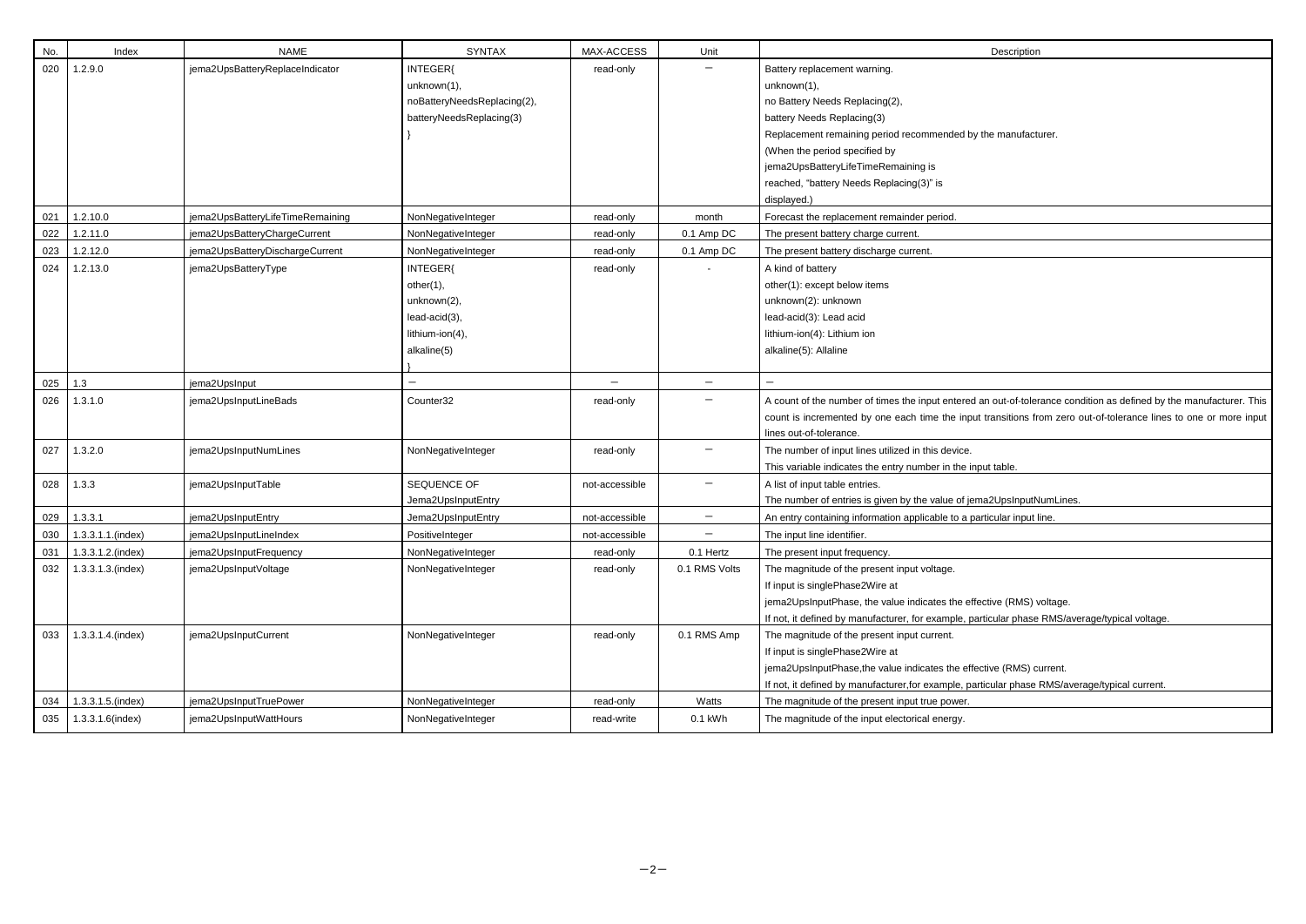| No. | Index | NAME | SYNTAX | MAX-ACCESS | Unit | Description |
|---|---|---|---|---|---|---|
| 020 | 1.2.9.0 | jema2UpsBatteryReplaceIndicator | INTEGER{<br>unknown(1),<br>noBatteryNeedsReplacing(2),<br>batteryNeedsReplacing(3)<br>} | read-only | − | Battery replacement warning.<br>unknown(1),<br>no Battery Needs Replacing(2),<br>battery Needs Replacing(3)<br>Replacement remaining period recommended by the manufacturer.<br>(When the period specified by<br>jema2UpsBatteryLifeTimeRemaining is<br>reached, "battery Needs Replacing(3)" is<br>displayed.) |
| 021 | 1.2.10.0 | jema2UpsBatteryLifeTimeRemaining | NonNegativeInteger | read-only | month | Forecast the replacement remainder period. |
| 022 | 1.2.11.0 | jema2UpsBatteryChargeCurrent | NonNegativeInteger | read-only | 0.1 Amp DC | The present battery charge current. |
| 023 | 1.2.12.0 | jema2UpsBatteryDischargeCurrent | NonNegativeInteger | read-only | 0.1 Amp DC | The present battery discharge current. |
| 024 | 1.2.13.0 | jema2UpsBatteryType | INTEGER{<br>other(1),<br>unknown(2),<br>lead-acid(3),<br>lithium-ion(4),<br>alkaline(5)<br>} | read-only | - | A kind of battery<br>other(1): except below items<br>unknown(2): unknown<br>lead-acid(3): Lead acid<br>lithium-ion(4): Lithium ion<br>alkaline(5): Allaline |
| 025 | 1.3 | jema2UpsInput | − | − | − | − |
| 026 | 1.3.1.0 | jema2UpsInputLineBads | Counter32 | read-only | − | A count of the number of times the input entered an out-of-tolerance condition as defined by the manufacturer. This count is incremented by one each time the input transitions from zero out-of-tolerance lines to one or more input lines out-of-tolerance. |
| 027 | 1.3.2.0 | jema2UpsInputNumLines | NonNegativeInteger | read-only | − | The number of input lines utilized in this device.<br>This variable indicates the entry number in the input table. |
| 028 | 1.3.3 | jema2UpsInputTable | SEQUENCE OF<br>Jema2UpsInputEntry | not-accessible | − | A list of input table entries.<br>The number of entries is given by the value of jema2UpsInputNumLines. |
| 029 | 1.3.3.1 | jema2UpsInputEntry | Jema2UpsInputEntry | not-accessible | − | An entry containing information applicable to a particular input line. |
| 030 | 1.3.3.1.1.(index) | jema2UpsInputLineIndex | PositiveInteger | not-accessible | − | The input line identifier. |
| 031 | 1.3.3.1.2.(index) | jema2UpsInputFrequency | NonNegativeInteger | read-only | 0.1 Hertz | The present input frequency. |
| 032 | 1.3.3.1.3.(index) | jema2UpsInputVoltage | NonNegativeInteger | read-only | 0.1 RMS Volts | The magnitude of the present input voltage.<br>If input is singlePhase2Wire at<br>jema2UpsInputPhase, the value indicates the effective (RMS) voltage.<br>If not, it defined by manufacturer, for example, particular phase RMS/average/typical voltage. |
| 033 | 1.3.3.1.4.(index) | jema2UpsInputCurrent | NonNegativeInteger | read-only | 0.1 RMS Amp | The magnitude of the present input current.<br>If input is singlePhase2Wire at<br>jema2UpsInputPhase,the value indicates the effective (RMS) current.<br>If not, it defined by manufacturer,for example, particular phase RMS/average/typical current. |
| 034 | 1.3.3.1.5.(index) | jema2UpsInputTruePower | NonNegativeInteger | read-only | Watts | The magnitude of the present input true power. |
| 035 | 1.3.3.1.6(index) | jema2UpsInputWattHours | NonNegativeInteger | read-write | 0.1 kWh | The magnitude of the input electorical energy. |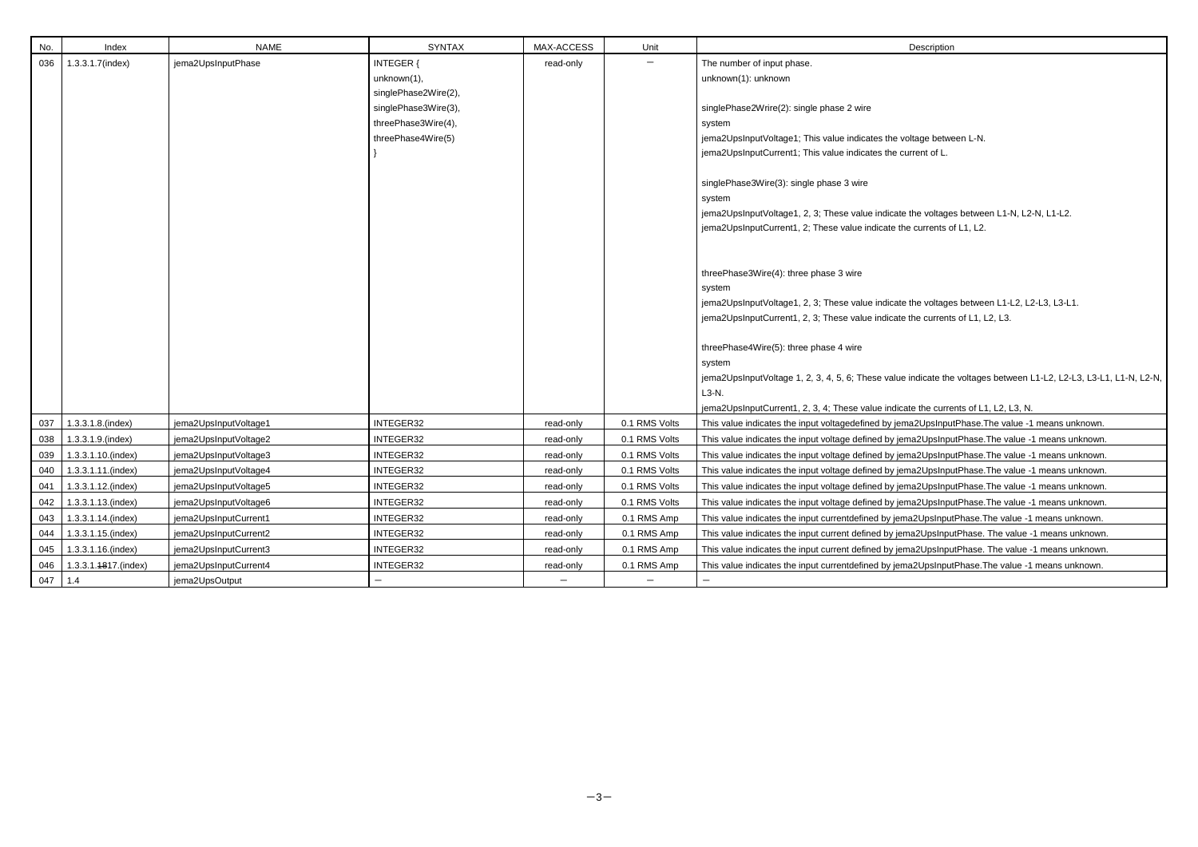| No. | Index | NAME | SYNTAX | MAX-ACCESS | Unit | Description |
|---|---|---|---|---|---|---|
| 036 | 1.3.3.1.7(index) | jema2UpsInputPhase | INTEGER {<br>unknown(1),<br>singlePhase2Wire(2),<br>singlePhase3Wire(3),<br>threePhase3Wire(4),<br>threePhase4Wire(5)<br>} | read-only | — | The number of input phase.<br>unknown(1): unknown<br><br>singlePhase2Wrire(2): single phase 2 wire<br>system<br>jema2UpsInputVoltage1; This value indicates the voltage between L-N.<br>jema2UpsInputCurrent1; This value indicates the current of L.<br><br>singlePhase3Wire(3): single phase 3 wire<br>system<br>jema2UpsInputVoltage1, 2, 3; These value indicate the voltages between L1-N, L2-N, L1-L2.<br>jema2UpsInputCurrent1, 2; These value indicate the currents of L1, L2.<br><br>threePhase3Wire(4): three phase 3 wire<br>system<br>jema2UpsInputVoltage1, 2, 3; These value indicate the voltages between L1-L2, L2-L3, L3-L1.<br>jema2UpsInputCurrent1, 2, 3; These value indicate the currents of L1, L2, L3.<br><br>threePhase4Wire(5): three phase 4 wire<br>system<br>jema2UpsInputVoltage 1, 2, 3, 4, 5, 6; These value indicate the voltages between L1-L2, L2-L3, L3-L1, L1-N, L2-N, L3-N.<br>jema2UpsInputCurrent1, 2, 3, 4; These value indicate the currents of L1, L2, L3, N. |
| 037 | 1.3.3.1.8.(index) | jema2UpsInputVoltage1 | INTEGER32 | read-only | 0.1 RMS Volts | This value indicates the input voltagedefined by jema2UpsInputPhase.The value -1 means unknown. |
| 038 | 1.3.3.1.9.(index) | jema2UpsInputVoltage2 | INTEGER32 | read-only | 0.1 RMS Volts | This value indicates the input voltage defined by jema2UpsInputPhase.The value -1 means unknown. |
| 039 | 1.3.3.1.10.(index) | jema2UpsInputVoltage3 | INTEGER32 | read-only | 0.1 RMS Volts | This value indicates the input voltage defined by jema2UpsInputPhase.The value -1 means unknown. |
| 040 | 1.3.3.1.11.(index) | jema2UpsInputVoltage4 | INTEGER32 | read-only | 0.1 RMS Volts | This value indicates the input voltage defined by jema2UpsInputPhase.The value -1 means unknown. |
| 041 | 1.3.3.1.12.(index) | jema2UpsInputVoltage5 | INTEGER32 | read-only | 0.1 RMS Volts | This value indicates the input voltage defined by jema2UpsInputPhase.The value -1 means unknown. |
| 042 | 1.3.3.1.13.(index) | jema2UpsInputVoltage6 | INTEGER32 | read-only | 0.1 RMS Volts | This value indicates the input voltage defined by jema2UpsInputPhase.The value -1 means unknown. |
| 043 | 1.3.3.1.14.(index) | jema2UpsInputCurrent1 | INTEGER32 | read-only | 0.1 RMS Amp | This value indicates the input currentdefined by jema2UpsInputPhase.The value -1 means unknown. |
| 044 | 1.3.3.1.15.(index) | jema2UpsInputCurrent2 | INTEGER32 | read-only | 0.1 RMS Amp | This value indicates the input current defined by jema2UpsInputPhase. The value -1 means unknown. |
| 045 | 1.3.3.1.16.(index) | jema2UpsInputCurrent3 | INTEGER32 | read-only | 0.1 RMS Amp | This value indicates the input current defined by jema2UpsInputPhase. The value -1 means unknown. |
| 046 | 1.3.3.1.~~18~~17.(index) | jema2UpsInputCurrent4 | INTEGER32 | read-only | 0.1 RMS Amp | This value indicates the input currentdefined by jema2UpsInputPhase.The value -1 means unknown. |
| 047 | 1.4 | jema2UpsOutput | — | — | — | — |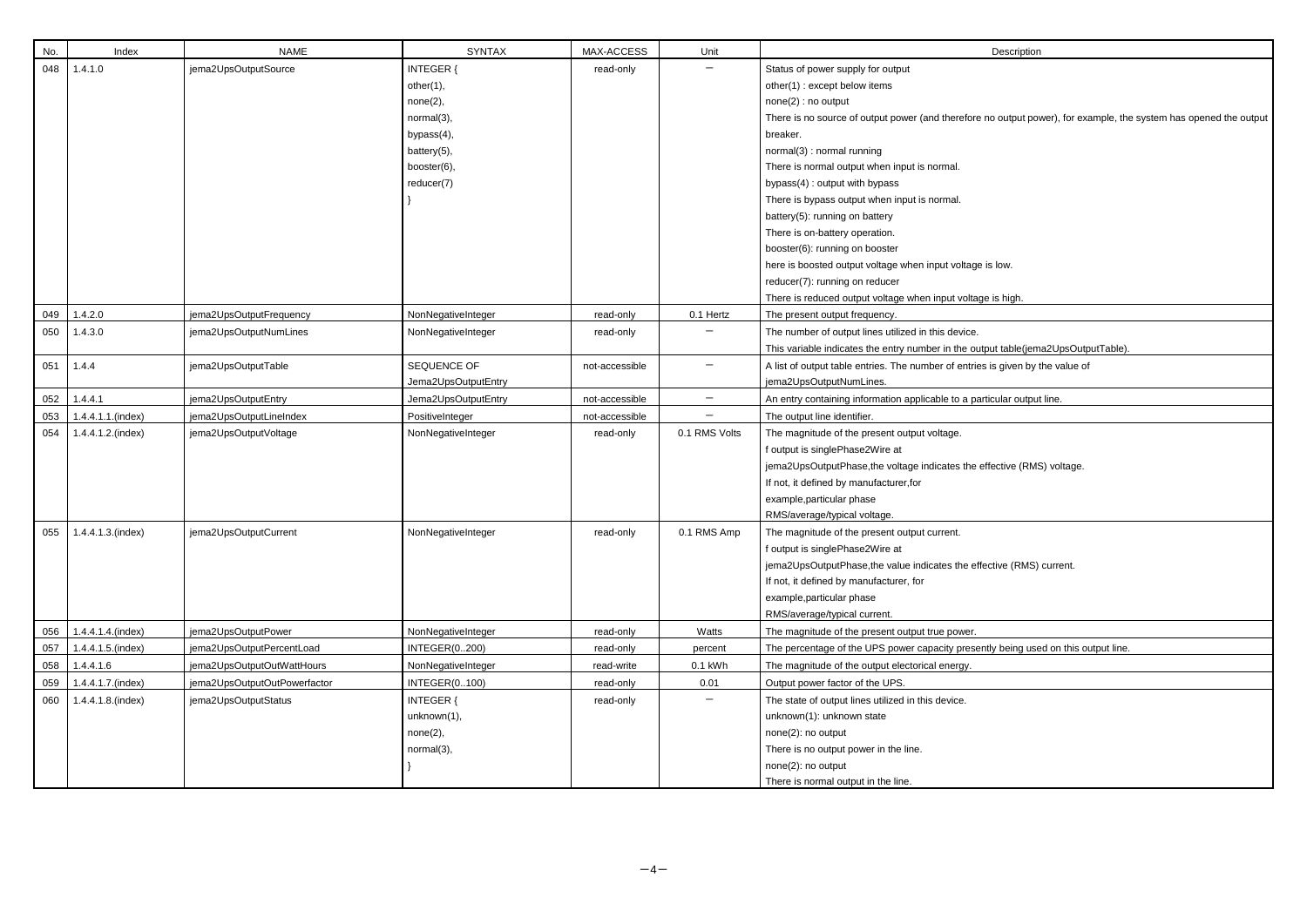| No. | Index | NAME | SYNTAX | MAX-ACCESS | Unit | Description |
|---|---|---|---|---|---|---|
| 048 | 1.4.1.0 | jema2UpsOutputSource | INTEGER {<br>other(1),<br>none(2),<br>normal(3),<br>bypass(4),<br>battery(5),<br>booster(6),<br>reducer(7)<br>} | read-only | − | Status of power supply for output<br>other(1) : except below items<br>none(2) : no output<br>There is no source of output power (and therefore no output power), for example, the system has opened the output breaker.<br>normal(3) : normal running<br>There is normal output when input is normal.<br>bypass(4) : output with bypass<br>There is bypass output when input is normal.<br>battery(5): running on battery<br>There is on-battery operation.<br>booster(6): running on booster<br>here is boosted output voltage when input voltage is low.<br>reducer(7): running on reducer<br>There is reduced output voltage when input voltage is high. |
| 049 | 1.4.2.0 | jema2UpsOutputFrequency | NonNegativeInteger | read-only | 0.1 Hertz | The present output frequency. |
| 050 | 1.4.3.0 | jema2UpsOutputNumLines | NonNegativeInteger | read-only | − | The number of output lines utilized in this device.<br>This variable indicates the entry number in the output table(jema2UpsOutputTable). |
| 051 | 1.4.4 | jema2UpsOutputTable | SEQUENCE OF<br>Jema2UpsOutputEntry | not-accessible | − | A list of output table entries. The number of entries is given by the value of<br>jema2UpsOutputNumLines. |
| 052 | 1.4.4.1 | jema2UpsOutputEntry | Jema2UpsOutputEntry | not-accessible | − | An entry containing information applicable to a particular output line. |
| 053 | 1.4.4.1.1.(index) | jema2UpsOutputLineIndex | PositiveInteger | not-accessible | − | The output line identifier. |
| 054 | 1.4.4.1.2.(index) | jema2UpsOutputVoltage | NonNegativeInteger | read-only | 0.1 RMS Volts | The magnitude of the present output voltage.<br>f output is singlePhase2Wire at<br>jema2UpsOutputPhase,the voltage indicates the effective (RMS) voltage.<br>If not, it defined by manufacturer,for<br>example,particular phase<br>RMS/average/typical voltage. |
| 055 | 1.4.4.1.3.(index) | jema2UpsOutputCurrent | NonNegativeInteger | read-only | 0.1 RMS Amp | The magnitude of the present output current.<br>f output is singlePhase2Wire at<br>jema2UpsOutputPhase,the value indicates the effective (RMS) current.<br>If not, it defined by manufacturer, for<br>example,particular phase<br>RMS/average/typical current. |
| 056 | 1.4.4.1.4.(index) | jema2UpsOutputPower | NonNegativeInteger | read-only | Watts | The magnitude of the present output true power. |
| 057 | 1.4.4.1.5.(index) | jema2UpsOutputPercentLoad | INTEGER(0..200) | read-only | percent | The percentage of the UPS power capacity presently being used on this output line. |
| 058 | 1.4.4.1.6 | jema2UpsOutputOutWattHours | NonNegativeInteger | read-write | 0.1 kWh | The magnitude of the output electorical energy. |
| 059 | 1.4.4.1.7.(index) | jema2UpsOutputOutPowerfactor | INTEGER(0..100) | read-only | 0.01 | Output power factor of the UPS. |
| 060 | 1.4.4.1.8.(index) | jema2UpsOutputStatus | INTEGER {<br>unknown(1),<br>none(2),<br>normal(3),<br>} | read-only | − | The state of output lines utilized in this device.<br>unknown(1): unknown state<br>none(2): no output<br>There is no output power in the line.<br>none(2): no output<br>There is normal output in the line. |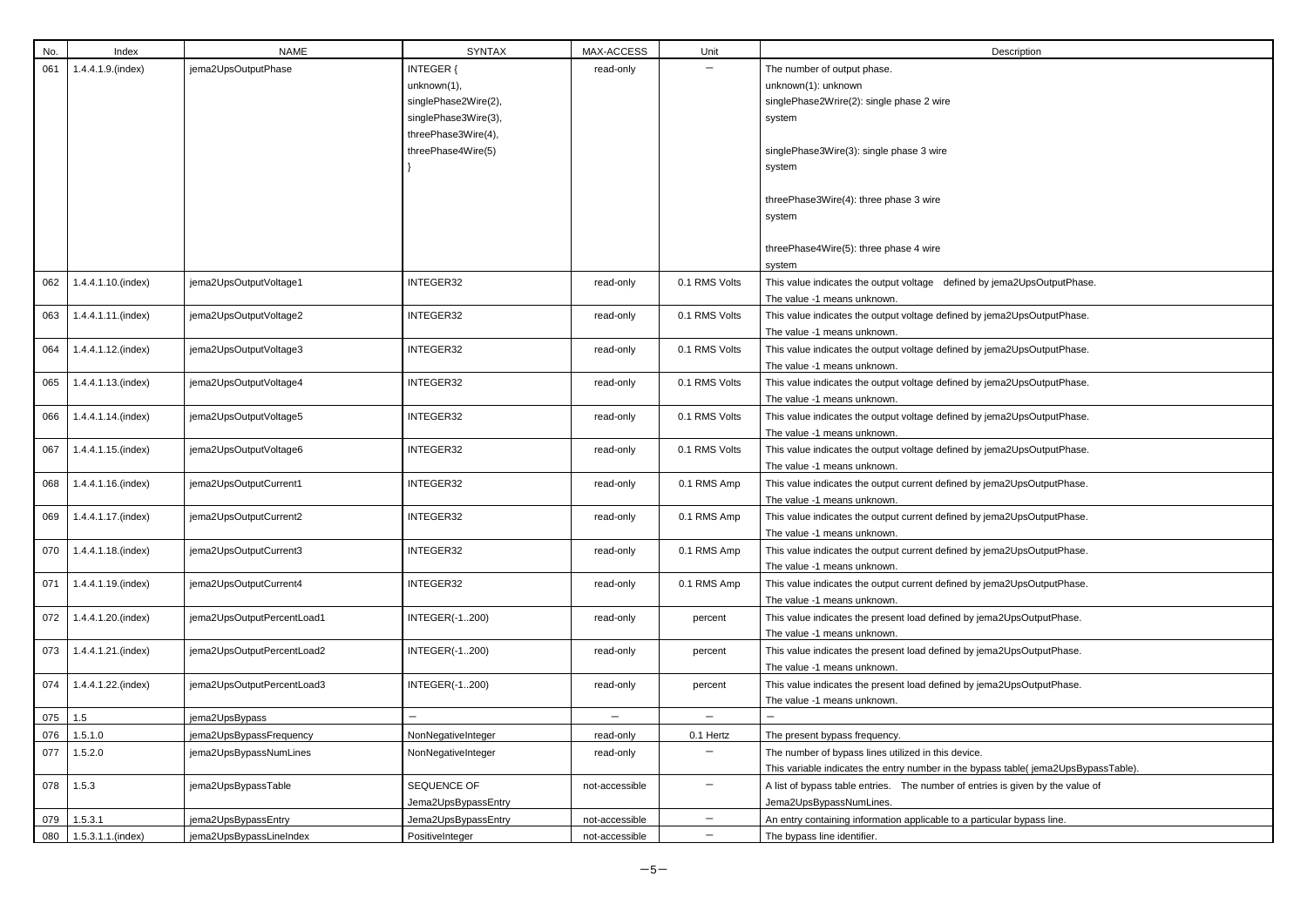| No. | Index | NAME | SYNTAX | MAX-ACCESS | Unit | Description |
|---|---|---|---|---|---|---|
| 061 | 1.4.4.1.9.(index) | jema2UpsOutputPhase | INTEGER { unknown(1), singlePhase2Wire(2), singlePhase3Wire(3), threePhase3Wire(4), threePhase4Wire(5) } | read-only | — | The number of output phase. unknown(1): unknown singlePhase2Wrire(2): single phase 2 wire system singlePhase3Wire(3): single phase 3 wire system threePhase3Wire(4): three phase 3 wire system threePhase4Wire(5): three phase 4 wire system |
| 062 | 1.4.4.1.10.(index) | jema2UpsOutputVoltage1 | INTEGER32 | read-only | 0.1 RMS Volts | This value indicates the output voltage defined by jema2UpsOutputPhase. The value -1 means unknown. |
| 063 | 1.4.4.1.11.(index) | jema2UpsOutputVoltage2 | INTEGER32 | read-only | 0.1 RMS Volts | This value indicates the output voltage defined by jema2UpsOutputPhase. The value -1 means unknown. |
| 064 | 1.4.4.1.12.(index) | jema2UpsOutputVoltage3 | INTEGER32 | read-only | 0.1 RMS Volts | This value indicates the output voltage defined by jema2UpsOutputPhase. The value -1 means unknown. |
| 065 | 1.4.4.1.13.(index) | jema2UpsOutputVoltage4 | INTEGER32 | read-only | 0.1 RMS Volts | This value indicates the output voltage defined by jema2UpsOutputPhase. The value -1 means unknown. |
| 066 | 1.4.4.1.14.(index) | jema2UpsOutputVoltage5 | INTEGER32 | read-only | 0.1 RMS Volts | This value indicates the output voltage defined by jema2UpsOutputPhase. The value -1 means unknown. |
| 067 | 1.4.4.1.15.(index) | jema2UpsOutputVoltage6 | INTEGER32 | read-only | 0.1 RMS Volts | This value indicates the output voltage defined by jema2UpsOutputPhase. The value -1 means unknown. |
| 068 | 1.4.4.1.16.(index) | jema2UpsOutputCurrent1 | INTEGER32 | read-only | 0.1 RMS Amp | This value indicates the output current defined by jema2UpsOutputPhase. The value -1 means unknown. |
| 069 | 1.4.4.1.17.(index) | jema2UpsOutputCurrent2 | INTEGER32 | read-only | 0.1 RMS Amp | This value indicates the output current defined by jema2UpsOutputPhase. The value -1 means unknown. |
| 070 | 1.4.4.1.18.(index) | jema2UpsOutputCurrent3 | INTEGER32 | read-only | 0.1 RMS Amp | This value indicates the output current defined by jema2UpsOutputPhase. The value -1 means unknown. |
| 071 | 1.4.4.1.19.(index) | jema2UpsOutputCurrent4 | INTEGER32 | read-only | 0.1 RMS Amp | This value indicates the output current defined by jema2UpsOutputPhase. The value -1 means unknown. |
| 072 | 1.4.4.1.20.(index) | jema2UpsOutputPercentLoad1 | INTEGER(-1..200) | read-only | percent | This value indicates the present load defined by jema2UpsOutputPhase. The value -1 means unknown. |
| 073 | 1.4.4.1.21.(index) | jema2UpsOutputPercentLoad2 | INTEGER(-1..200) | read-only | percent | This value indicates the present load defined by jema2UpsOutputPhase. The value -1 means unknown. |
| 074 | 1.4.4.1.22.(index) | jema2UpsOutputPercentLoad3 | INTEGER(-1..200) | read-only | percent | This value indicates the present load defined by jema2UpsOutputPhase. The value -1 means unknown. |
| 075 | 1.5 | jema2UpsBypass | — | — | — | — |
| 076 | 1.5.1.0 | jema2UpsBypassFrequency | NonNegativeInteger | read-only | 0.1 Hertz | The present bypass frequency. |
| 077 | 1.5.2.0 | jema2UpsBypassNumLines | NonNegativeInteger | read-only | — | The number of bypass lines utilized in this device. This variable indicates the entry number in the bypass table( jema2UpsBypassTable). |
| 078 | 1.5.3 | jema2UpsBypassTable | SEQUENCE OF Jema2UpsBypassEntry | not-accessible | — | A list of bypass table entries. The number of entries is given by the value of Jema2UpsBypassNumLines. |
| 079 | 1.5.3.1 | jema2UpsBypassEntry | Jema2UpsBypassEntry | not-accessible | — | An entry containing information applicable to a particular bypass line. |
| 080 | 1.5.3.1.1.(index) | jema2UpsBypassLineIndex | PositiveInteger | not-accessible | — | The bypass line identifier. |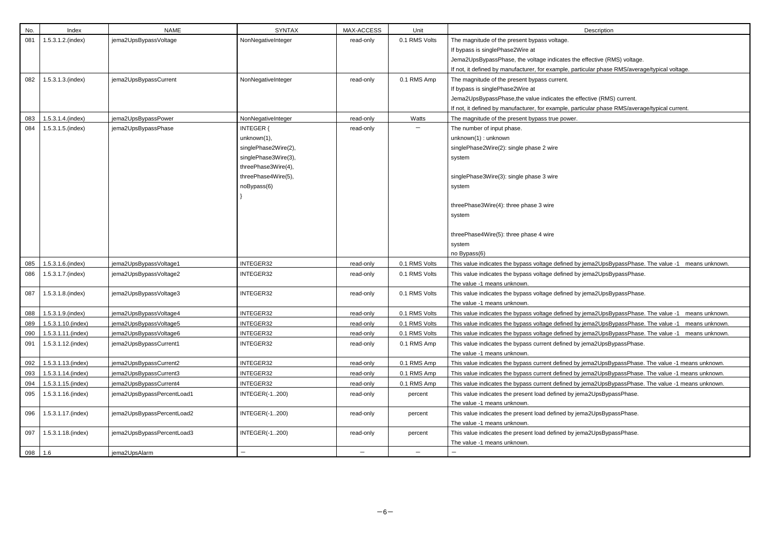| No. | Index | NAME | SYNTAX | MAX-ACCESS | Unit | Description |
|---|---|---|---|---|---|---|
| 081 | 1.5.3.1.2.(index) | jema2UpsBypassVoltage | NonNegativeInteger | read-only | 0.1 RMS Volts | The magnitude of the present bypass voltage.<br>If bypass is singlePhase2Wire at<br>Jema2UpsBypassPhase, the voltage indicates the effective (RMS) voltage.<br>If not, it defined by manufacturer, for example, particular phase RMS/average/typical voltage. |
| 082 | 1.5.3.1.3.(index) | jema2UpsBypassCurrent | NonNegativeInteger | read-only | 0.1 RMS Amp | The magnitude of the present bypass current.<br>If bypass is singlePhase2Wire at<br>Jema2UpsBypassPhase,the value indicates the effective (RMS) current.<br>If not, it defined by manufacturer, for example, particular phase RMS/average/typical current. |
| 083 | 1.5.3.1.4.(index) | jema2UpsBypassPower | NonNegativeInteger | read-only | Watts | The magnitude of the present bypass true power. |
| 084 | 1.5.3.1.5.(index) | jema2UpsBypassPhase | INTEGER {<br>unknown(1),<br>singlePhase2Wire(2),<br>singlePhase3Wire(3),<br>threePhase3Wire(4),<br>threePhase4Wire(5),<br>noBypass(6)<br>} | read-only | − | The number of input phase.<br>unknown(1) : unknown<br>singlePhase2Wire(2): single phase 2 wire<br>system<br><br>singlePhase3Wire(3): single phase 3 wire<br>system<br><br>threePhase3Wire(4): three phase 3 wire<br>system<br><br>threePhase4Wire(5): three phase 4 wire<br>system<br>no Bypass(6) |
| 085 | 1.5.3.1.6.(index) | jema2UpsBypassVoltage1 | INTEGER32 | read-only | 0.1 RMS Volts | This value indicates the bypass voltage defined by jema2UpsBypassPhase. The value -1 means unknown. |
| 086 | 1.5.3.1.7.(index) | jema2UpsBypassVoltage2 | INTEGER32 | read-only | 0.1 RMS Volts | This value indicates the bypass voltage defined by jema2UpsBypassPhase.<br>The value -1 means unknown. |
| 087 | 1.5.3.1.8.(index) | jema2UpsBypassVoltage3 | INTEGER32 | read-only | 0.1 RMS Volts | This value indicates the bypass voltage defined by jema2UpsBypassPhase.<br>The value -1 means unknown. |
| 088 | 1.5.3.1.9.(index) | jema2UpsBypassVoltage4 | INTEGER32 | read-only | 0.1 RMS Volts | This value indicates the bypass voltage defined by jema2UpsBypassPhase. The value -1 means unknown. |
| 089 | 1.5.3.1.10.(index) | jema2UpsBypassVoltage5 | INTEGER32 | read-only | 0.1 RMS Volts | This value indicates the bypass voltage defined by jema2UpsBypassPhase. The value -1 means unknown. |
| 090 | 1.5.3.1.11.(index) | jema2UpsBypassVoltage6 | INTEGER32 | read-only | 0.1 RMS Volts | This value indicates the bypass voltage defined by jema2UpsBypassPhase. The value -1 means unknown. |
| 091 | 1.5.3.1.12.(index) | jema2UpsBypassCurrent1 | INTEGER32 | read-only | 0.1 RMS Amp | This value indicates the bypass current defined by jema2UpsBypassPhase.<br>The value -1 means unknown. |
| 092 | 1.5.3.1.13.(index) | jema2UpsBypassCurrent2 | INTEGER32 | read-only | 0.1 RMS Amp | This value indicates the bypass current defined by jema2UpsBypassPhase. The value -1 means unknown. |
| 093 | 1.5.3.1.14.(index) | jema2UpsBypassCurrent3 | INTEGER32 | read-only | 0.1 RMS Amp | This value indicates the bypass current defined by jema2UpsBypassPhase. The value -1 means unknown. |
| 094 | 1.5.3.1.15.(index) | jema2UpsBypassCurrent4 | INTEGER32 | read-only | 0.1 RMS Amp | This value indicates the bypass current defined by jema2UpsBypassPhase. The value -1 means unknown. |
| 095 | 1.5.3.1.16.(index) | jema2UpsBypassPercentLoad1 | INTEGER(-1..200) | read-only | percent | This value indicates the present load defined by jema2UpsBypassPhase.<br>The value -1 means unknown. |
| 096 | 1.5.3.1.17.(index) | jema2UpsBypassPercentLoad2 | INTEGER(-1..200) | read-only | percent | This value indicates the present load defined by jema2UpsBypassPhase.<br>The value -1 means unknown. |
| 097 | 1.5.3.1.18.(index) | jema2UpsBypassPercentLoad3 | INTEGER(-1..200) | read-only | percent | This value indicates the present load defined by jema2UpsBypassPhase.<br>The value -1 means unknown. |
| 098 | 1.6 | jema2UpsAlarm | − | − | − | − |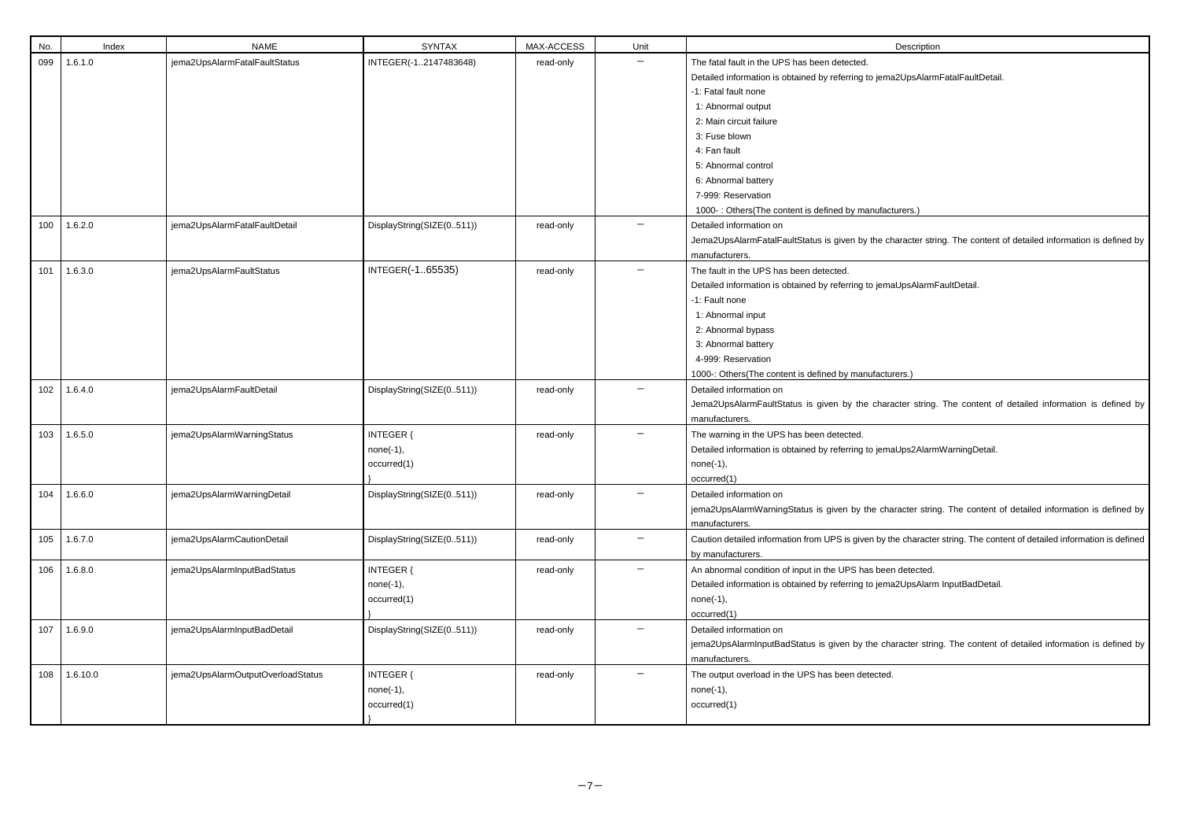| No. | Index | NAME | SYNTAX | MAX-ACCESS | Unit | Description |
| --- | --- | --- | --- | --- | --- | --- |
| 099 | 1.6.1.0 | jema2UpsAlarmFatalFaultStatus | INTEGER(-1..2147483648) | read-only | － | The fatal fault in the UPS has been detected.<br>Detailed information is obtained by referring to jema2UpsAlarmFatalFaultDetail.<br>-1: Fatal fault none<br>1: Abnormal output<br>2: Main circuit failure<br>3: Fuse blown<br>4: Fan fault<br>5: Abnormal control<br>6: Abnormal battery<br>7-999: Reservation<br>1000- : Others(The content is defined by manufacturers.) |
| 100 | 1.6.2.0 | jema2UpsAlarmFatalFaultDetail | DisplayString(SIZE(0..511)) | read-only | － | Detailed information on<br>Jema2UpsAlarmFatalFaultStatus is given by the character string. The content of detailed information is defined by manufacturers. |
| 101 | 1.6.3.0 | jema2UpsAlarmFaultStatus | INTEGER(-1..65535) | read-only | － | The fault in the UPS has been detected.<br>Detailed information is obtained by referring to jemaUpsAlarmFaultDetail.<br>-1: Fault none<br>1: Abnormal input<br>2: Abnormal bypass<br>3: Abnormal battery<br>4-999: Reservation<br>1000-: Others(The content is defined by manufacturers.) |
| 102 | 1.6.4.0 | jema2UpsAlarmFaultDetail | DisplayString(SIZE(0..511)) | read-only | － | Detailed information on<br>Jema2UpsAlarmFaultStatus is given by the character string. The content of detailed information is defined by manufacturers. |
| 103 | 1.6.5.0 | jema2UpsAlarmWarningStatus | INTEGER {<br>none(-1),<br>occurred(1)<br>} | read-only | － | The warning in the UPS has been detected.<br>Detailed information is obtained by referring to jemaUps2AlarmWarningDetail.<br>none(-1),<br>occurred(1) |
| 104 | 1.6.6.0 | jema2UpsAlarmWarningDetail | DisplayString(SIZE(0..511)) | read-only | － | Detailed information on<br>jema2UpsAlarmWarningStatus is given by the character string. The content of detailed information is defined by manufacturers. |
| 105 | 1.6.7.0 | jema2UpsAlarmCautionDetail | DisplayString(SIZE(0..511)) | read-only | － | Caution detailed information from UPS is given by the character string. The content of detailed information is defined by manufacturers. |
| 106 | 1.6.8.0 | jema2UpsAlarmInputBadStatus | INTEGER {<br>none(-1),<br>occurred(1)<br>} | read-only | － | An abnormal condition of input in the UPS has been detected.<br>Detailed information is obtained by referring to jema2UpsAlarm InputBadDetail.<br>none(-1),<br>occurred(1) |
| 107 | 1.6.9.0 | jema2UpsAlarmInputBadDetail | DisplayString(SIZE(0..511)) | read-only | － | Detailed information on<br>jema2UpsAlarmInputBadStatus is given by the character string. The content of detailed information is defined by manufacturers. |
| 108 | 1.6.10.0 | jema2UpsAlarmOutputOverloadStatus | INTEGER {<br>none(-1),<br>occurred(1)<br>} | read-only | － | The output overload in the UPS has been detected.<br>none(-1),<br>occurred(1) |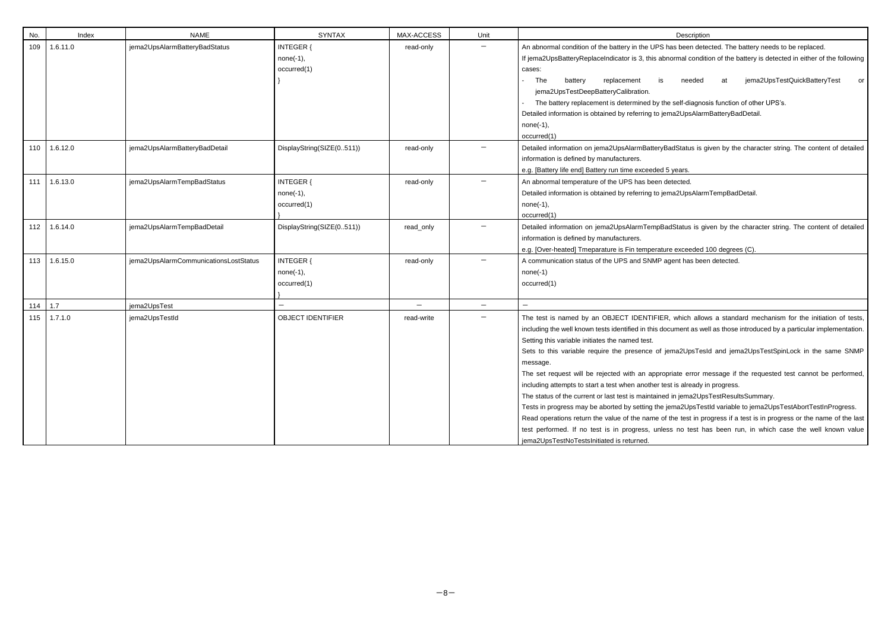| No. | Index | NAME | SYNTAX | MAX-ACCESS | Unit | Description |
|---|---|---|---|---|---|---|
| 109 | 1.6.11.0 | jema2UpsAlarmBatteryBadStatus | INTEGER {<br>none(-1),<br>occurred(1)<br>} | read-only | − | An abnormal condition of the battery in the UPS has been detected. The battery needs to be replaced.<br>If jema2UpsBatteryReplaceIndicator is 3, this abnormal condition of the battery is detected in either of the following cases:<br>- The battery replacement is needed at jema2UpsTestQuickBatteryTest or jema2UpsTestDeepBatteryCalibration.<br>- The battery replacement is determined by the self-diagnosis function of other UPS's.<br>Detailed information is obtained by referring to jema2UpsAlarmBatteryBadDetail.<br>none(-1),<br>occurred(1) |
| 110 | 1.6.12.0 | jema2UpsAlarmBatteryBadDetail | DisplayString(SIZE(0..511)) | read-only | − | Detailed information on jema2UpsAlarmBatteryBadStatus is given by the character string. The content of detailed information is defined by manufacturers.<br>e.g. [Battery life end] Battery run time exceeded 5 years. |
| 111 | 1.6.13.0 | jema2UpsAlarmTempBadStatus | INTEGER {<br>none(-1),<br>occurred(1)<br>} | read-only | − | An abnormal temperature of the UPS has been detected.<br>Detailed information is obtained by referring to jema2UpsAlarmTempBadDetail.<br>none(-1),<br>occurred(1) |
| 112 | 1.6.14.0 | jema2UpsAlarmTempBadDetail | DisplayString(SIZE(0..511)) | read_only | − | Detailed information on jema2UpsAlarmTempBadStatus is given by the character string. The content of detailed information is defined by manufacturers.<br>e.g. [Over-heated] Tmeparature is Fin temperature exceeded 100 degrees (C). |
| 113 | 1.6.15.0 | jema2UpsAlarmCommunicationsLostStatus | INTEGER {<br>none(-1),<br>occurred(1)<br>} | read-only | − | A communication status of the UPS and SNMP agent has been detected.<br>none(-1)<br>occurred(1) |
| 114 | 1.7 | jema2UpsTest | − | − | − | − |
| 115 | 1.7.1.0 | jema2UpsTestId | OBJECT IDENTIFIER | read-write | − | The test is named by an OBJECT IDENTIFIER, which allows a standard mechanism for the initiation of tests, including the well known tests identified in this document as well as those introduced by a particular implementation.<br>Setting this variable initiates the named test.<br>Sets to this variable require the presence of jema2UpsTesId and jema2UpsTestSpinLock in the same SNMP message.<br>The set request will be rejected with an appropriate error message if the requested test cannot be performed, including attempts to start a test when another test is already in progress.<br>The status of the current or last test is maintained in jema2UpsTestResultsSummary.<br>Tests in progress may be aborted by setting the jema2UpsTestId variable to jema2UpsTestAbortTestInProgress.<br>Read operations return the value of the name of the test in progress if a test is in progress or the name of the last test performed. If no test is in progress, unless no test has been run, in which case the well known value jema2UpsTestNoTestsInitiated is returned. |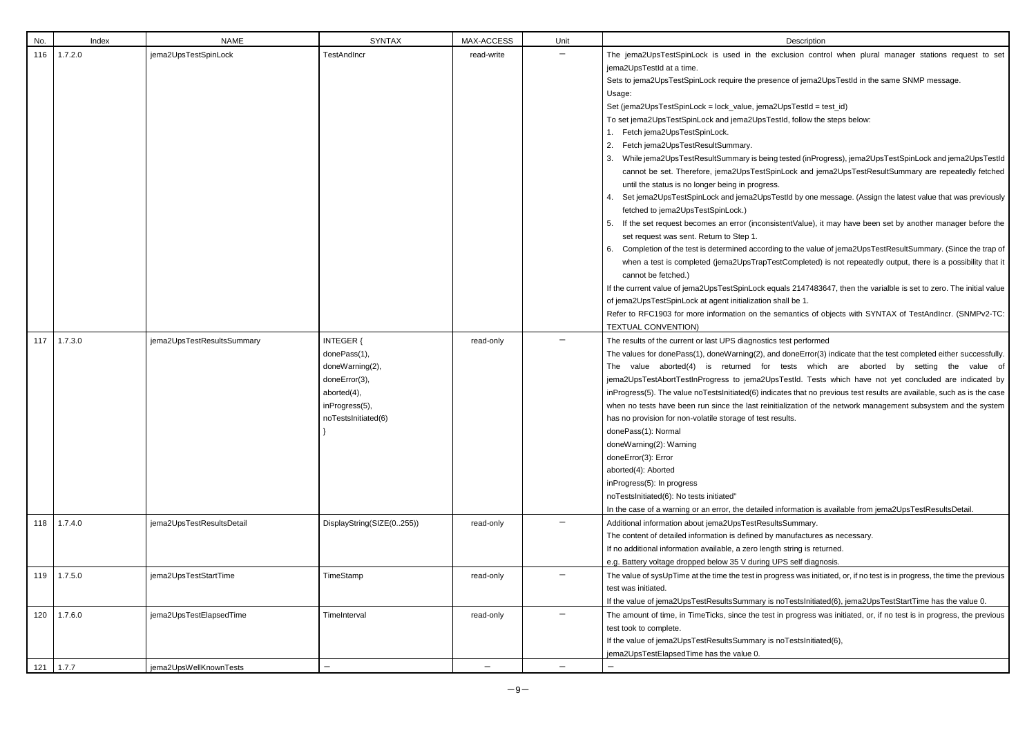| No. | Index | NAME | SYNTAX | MAX-ACCESS | Unit | Description |
|---|---|---|---|---|---|---|
| 116 | 1.7.2.0 | jema2UpsTestSpinLock | TestAndIncr | read-write | − | The jema2UpsTestSpinLock is used in the exclusion control when plural manager stations request to set jema2UpsTestId at a time.<br>Sets to jema2UpsTestSpinLock require the presence of jema2UpsTestId in the same SNMP message.<br>Usage:<br>Set (jema2UpsTestSpinLock = lock_value, jema2UpsTestId = test_id)<br>To set jema2UpsTestSpinLock and jema2UpsTestId, follow the steps below:<br>1. Fetch jema2UpsTestSpinLock.<br>2. Fetch jema2UpsTestResultSummary.<br>3. While jema2UpsTestResultSummary is being tested (inProgress), jema2UpsTestSpinLock and jema2UpsTestId cannot be set. Therefore, jema2UpsTestSpinLock and jema2UpsTestResultSummary are repeatedly fetched until the status is no longer being in progress.<br>4. Set jema2UpsTestSpinLock and jema2UpsTestId by one message. (Assign the latest value that was previously fetched to jema2UpsTestSpinLock.)<br>5. If the set request becomes an error (inconsistentValue), it may have been set by another manager before the set request was sent. Return to Step 1.<br>6. Completion of the test is determined according to the value of jema2UpsTestResultSummary. (Since the trap of when a test is completed (jema2UpsTrapTestCompleted) is not repeatedly output, there is a possibility that it cannot be fetched.)<br>If the current value of jema2UpsTestSpinLock equals 2147483647, then the varialble is set to zero. The initial value of jema2UpsTestSpinLock at agent initialization shall be 1.<br>Refer to RFC1903 for more information on the semantics of objects with SYNTAX of TestAndIncr. (SNMPv2-TC: TEXTUAL CONVENTION) |
| 117 | 1.7.3.0 | jema2UpsTestResultsSummary | INTEGER {<br>donePass(1),<br>doneWarning(2),<br>doneError(3),<br>aborted(4),<br>inProgress(5),<br>noTestsInitiated(6)<br>} | read-only | − | The results of the current or last UPS diagnostics test performed<br>The values for donePass(1), doneWarning(2), and doneError(3) indicate that the test completed either successfully. The value aborted(4) is returned for tests which are aborted by setting the value of jema2UpsTestAbortTestInProgress to jema2UpsTestId. Tests which have not yet concluded are indicated by inProgress(5). The value noTestsInitiated(6) indicates that no previous test results are available, such as is the case when no tests have been run since the last reinitialization of the network management subsystem and the system has no provision for non-volatile storage of test results.<br>donePass(1): Normal<br>doneWarning(2): Warning<br>doneError(3): Error<br>aborted(4): Aborted<br>inProgress(5): In progress<br>noTestsInitiated(6): No tests initiated"<br>In the case of a warning or an error, the detailed information is available from jema2UpsTestResultsDetail. |
| 118 | 1.7.4.0 | jema2UpsTestResultsDetail | DisplayString(SIZE(0..255)) | read-only | − | Additional information about jema2UpsTestResultsSummary.<br>The content of detailed information is defined by manufactures as necessary.<br>If no additional information available, a zero length string is returned.<br>e.g. Battery voltage dropped below 35 V during UPS self diagnosis. |
| 119 | 1.7.5.0 | jema2UpsTestStartTime | TimeStamp | read-only | − | The value of sysUpTime at the time the test in progress was initiated, or, if no test is in progress, the time the previous test was initiated.<br>If the value of jema2UpsTestResultsSummary is noTestsInitiated(6), jema2UpsTestStartTime has the value 0. |
| 120 | 1.7.6.0 | jema2UpsTestElapsedTime | TimeInterval | read-only | − | The amount of time, in TimeTicks, since the test in progress was initiated, or, if no test is in progress, the previous test took to complete.<br>If the value of jema2UpsTestResultsSummary is noTestsInitiated(6),<br>jema2UpsTestElapsedTime has the value 0. |
| 121 | 1.7.7 | jema2UpsWellKnownTests | − | − | − | − |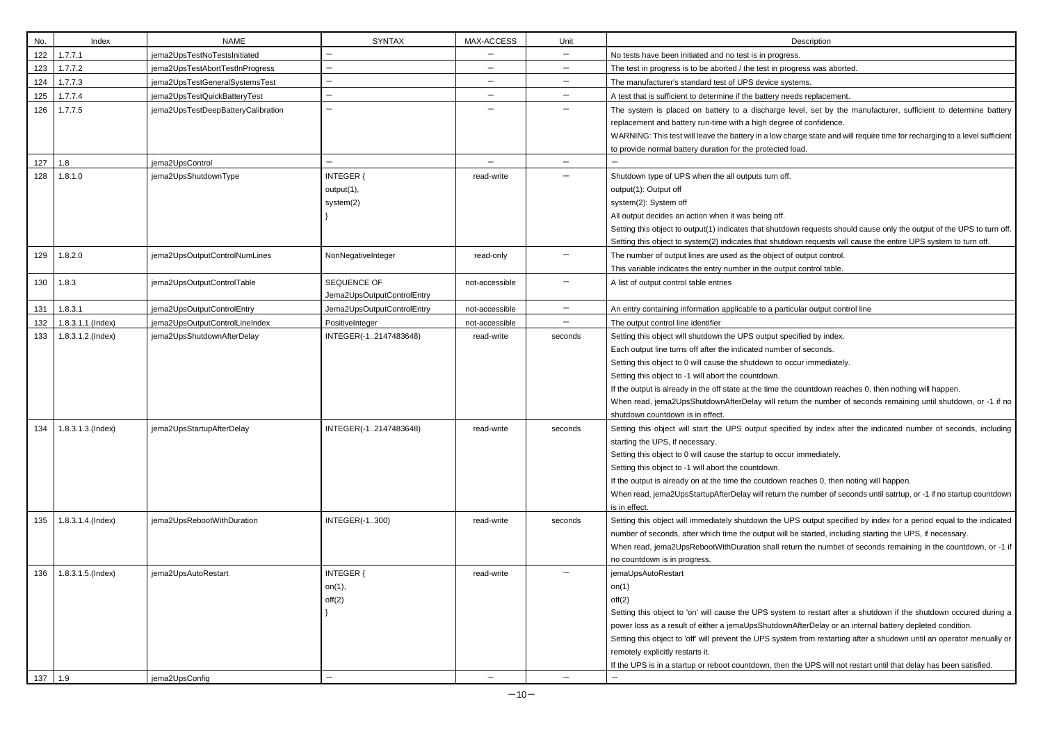| No. | Index | NAME | SYNTAX | MAX-ACCESS | Unit | Description |
|---|---|---|---|---|---|---|
| 122 | 1.7.7.1 | jema2UpsTestNoTestsInitiated | − | − | − | No tests have been initiated and no test is in progress. |
| 123 | 1.7.7.2 | jema2UpsTestAbortTestInProgress | − | − | − | The test in progress is to be aborted / the test in progress was aborted. |
| 124 | 1.7.7.3 | jema2UpsTestGeneralSystemsTest | − | − | − | The manufacturer's standard test of UPS device systems. |
| 125 | 1.7.7.4 | jema2UpsTestQuickBatteryTest | − | − | − | A test that is sufficient to determine if the battery needs replacement. |
| 126 | 1.7.7.5 | jema2UpsTestDeepBatteryCalibration | − | − | − | The system is placed on battery to a discharge level, set by the manufacturer, sufficient to determine battery replacement and battery run-time with a high degree of confidence.<br>WARNING: This test will leave the battery in a low charge state and will require time for recharging to a level sufficient to provide normal battery duration for the protected load. |
| 127 | 1.8 | jema2UpsControl | − | − | − | − |
| 128 | 1.8.1.0 | jema2UpsShutdownType | INTEGER {<br>output(1),<br>system(2)<br>} | read-write | − | Shutdown type of UPS when the all outputs turn off.<br>output(1): Output off<br>system(2): System off<br>All output decides an action when it was being off.<br>Setting this object to output(1) indicates that shutdown requests should cause only the output of the UPS to turn off.<br>Setting this object to system(2) indicates that shutdown requests will cause the entire UPS system to turn off. |
| 129 | 1.8.2.0 | jema2UpsOutputControlNumLines | NonNegativeInteger | read-only | − | The number of output lines are used as the object of output control.<br>This variable indicates the entry number in the output control table. |
| 130 | 1.8.3 | jema2UpsOutputControlTable | SEQUENCE OF Jema2UpsOutputControlEntry | not-accessible | − | A list of output control table entries |
| 131 | 1.8.3.1 | jema2UpsOutputControlEntry | Jema2UpsOutputControlEntry | not-accessible | − | An entry containing information applicable to a particular output control line |
| 132 | 1.8.3.1.1.(Index) | jema2UpsOutputControlLineIndex | PositiveInteger | not-accessible | − | The output control line identifier |
| 133 | 1.8.3.1.2.(Index) | jema2UpsShutdownAfterDelay | INTEGER(-1..2147483648) | read-write | seconds | Setting this object will shutdown the UPS output specified by index.<br>Each output line turns off after the indicated number of seconds.<br>Setting this object to 0 will cause the shutdown to occur immediately.<br>Setting this object to -1 will abort the countdown.<br>If the output is already in the off state at the time the countdown reaches 0, then nothing will happen.<br>When read, jema2UpsShutdownAfterDelay will return the number of seconds remaining until shutdown, or -1 if no shutdown countdown is in effect. |
| 134 | 1.8.3.1.3.(Index) | jema2UpsStartupAfterDelay | INTEGER(-1..2147483648) | read-write | seconds | Setting this object will start the UPS output specified by index after the indicated number of seconds, including starting the UPS, if necessary.<br>Setting this object to 0 will cause the startup to occur immediately.<br>Setting this object to -1 will abort the countdown.<br>If the output is already on at the time the coutdown reaches 0, then noting will happen.<br>When read, jema2UpsStartupAfterDelay will return the number of seconds until satrtup, or -1 if no startup countdown is in effect. |
| 135 | 1.8.3.1.4.(Index) | jema2UpsRebootWithDuration | INTEGER(-1..300) | read-write | seconds | Setting this object will immediately shutdown the UPS output specified by index for a period equal to the indicated number of seconds, after which time the output will be started, including starting the UPS, if necessary.<br>When read, jema2UpsRebootWithDuration shall return the numbet of seconds remaining in the countdown, or -1 if no countdown is in progress. |
| 136 | 1.8.3.1.5.(Index) | jema2UpsAutoRestart | INTEGER {<br>on(1),<br>off(2)<br>} | read-write | − | jemaUpsAutoRestart<br>on(1)<br>off(2)<br>Setting this object to 'on' will cause the UPS system to restart after a shutdown if the shutdown occured during a power loss as a result of either a jemaUpsShutdownAfterDelay or an internal battery depleted condition.<br>Setting this object to 'off' will prevent the UPS system from restarting after a shudown until an operator menually or remotely explicitly restarts it.<br>If the UPS is in a startup or reboot countdown, then the UPS will not restart until that delay has been satisfied. |
| 137 | 1.9 | jema2UpsConfig | − | − | − | − |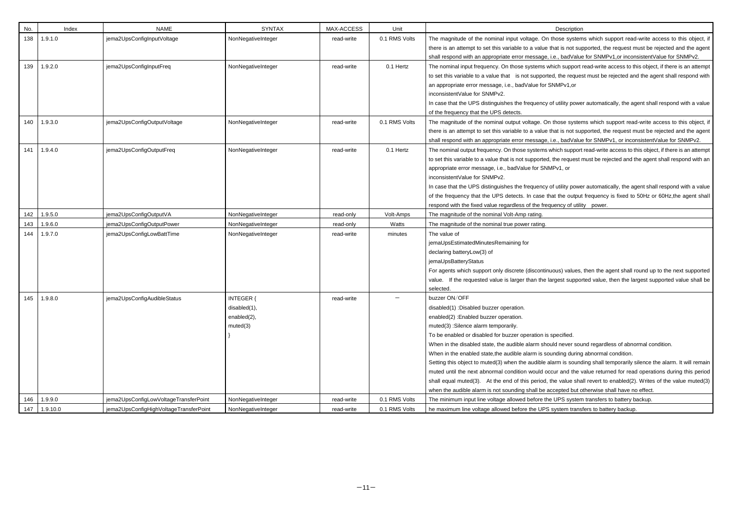| No. | Index | NAME | SYNTAX | MAX-ACCESS | Unit | Description |
|---|---|---|---|---|---|---|
| 138 | 1.9.1.0 | jema2UpsConfigInputVoltage | NonNegativeInteger | read-write | 0.1 RMS Volts | The magnitude of the nominal input voltage. On those systems which support read-write access to this object, if there is an attempt to set this variable to a value that is not supported, the request must be rejected and the agent shall respond with an appropriate error message, i.e., badValue for SNMPv1,or inconsistentValue for SNMPv2. |
| 139 | 1.9.2.0 | jema2UpsConfigInputFreq | NonNegativeInteger | read-write | 0.1 Hertz | The nominal input frequency. On those systems which support read-write access to this object, if there is an attempt to set this variable to a value that is not supported, the request must be rejected and the agent shall respond with an appropriate error message, i.e., badValue for SNMPv1,or<br>inconsistentValue for SNMPv2.<br>In case that the UPS distinguishes the frequency of utility power automatically, the agent shall respond with a value of the frequency that the UPS detects. |
| 140 | 1.9.3.0 | jema2UpsConfigOutputVoltage | NonNegativeInteger | read-write | 0.1 RMS Volts | The magnitude of the nominal output voltage. On those systems which support read-write access to this object, if there is an attempt to set this variable to a value that is not supported, the request must be rejected and the agent shall respond with an appropriate error message, i.e., badValue for SNMPv1, or inconsistentValue for SNMPv2. |
| 141 | 1.9.4.0 | jema2UpsConfigOutputFreq | NonNegativeInteger | read-write | 0.1 Hertz | The nominal output frequency. On those systems which support read-write access to this object, if there is an attempt to set this variable to a value that is not supported, the request must be rejected and the agent shall respond with an appropriate error message, i.e., badValue for SNMPv1, or<br>inconsistentValue for SNMPv2.<br>In case that the UPS distinguishes the frequency of utility power automatically, the agent shall respond with a value of the frequency that the UPS detects. In case that the output frequency is fixed to 50Hz or 60Hz,the agent shall respond with the fixed value regardless of the frequency of utility power. |
| 142 | 1.9.5.0 | jema2UpsConfigOutputVA | NonNegativeInteger | read-only | Volt-Amps | The magnitude of the nominal Volt-Amp rating. |
| 143 | 1.9.6.0 | jema2UpsConfigOutputPower | NonNegativeInteger | read-only | Watts | The magnitude of the nominal true power rating. |
| 144 | 1.9.7.0 | jema2UpsConfigLowBattTime | NonNegativeInteger | read-write | minutes | The value of<br>jemaUpsEstimatedMinutesRemaining for<br>declaring batteryLow(3) of<br>jemaUpsBatteryStatus<br>For agents which support only discrete (discontinuous) values, then the agent shall round up to the next supported value. If the requested value is larger than the largest supported value, then the largest supported value shall be selected. |
| 145 | 1.9.8.0 | jema2UpsConfigAudibleStatus | INTEGER {<br>disabled(1),<br>enabled(2),<br>muted(3)<br>} | read-write | － | buzzer ON／OFF<br>disabled(1) :Disabled buzzer operation.<br>enabled(2) :Enabled buzzer operation.<br>muted(3) :Silence alarm temporarily.<br>To be enabled or disabled for buzzer operation is specified.<br>When in the disabled state, the audible alarm should never sound regardless of abnormal condition.<br>When in the enabled state,the audible alarm is sounding during abnormal condition.<br>Setting this object to muted(3) when the audible alarm is sounding shall temporarily silence the alarm. It will remain muted until the next abnormal condition would occur and the value returned for read operations during this period shall equal muted(3). At the end of this period, the value shall revert to enabled(2). Writes of the value muted(3) when the audible alarm is not sounding shall be accepted but otherwise shall have no effect. |
| 146 | 1.9.9.0 | jema2UpsConfigLowVoltageTransferPoint | NonNegativeInteger | read-write | 0.1 RMS Volts | The minimum input line voltage allowed before the UPS system transfers to battery backup. |
| 147 | 1.9.10.0 | jema2UpsConfigHighVoltageTransferPoint | NonNegativeInteger | read-write | 0.1 RMS Volts | he maximum line voltage allowed before the UPS system transfers to battery backup. |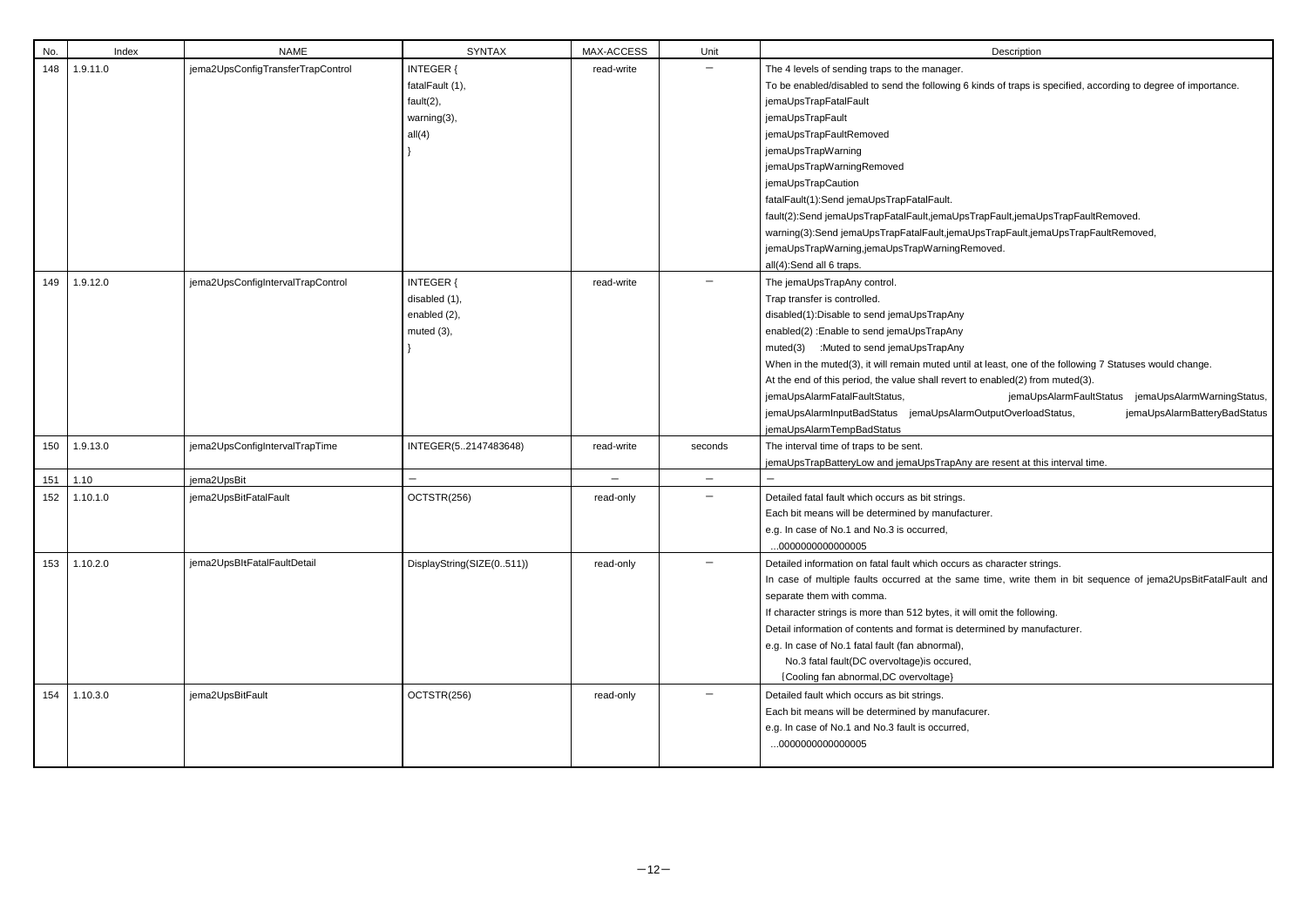| No. | Index | NAME | SYNTAX | MAX-ACCESS | Unit | Description |
| --- | --- | --- | --- | --- | --- | --- |
| 148 | 1.9.11.0 | jema2UpsConfigTransferTrapControl | INTEGER {<br>fatalFault (1),<br>fault(2),<br>warning(3),<br>all(4)<br>} | read-write | − | The 4 levels of sending traps to the manager.<br>To be enabled/disabled to send the following 6 kinds of traps is specified, according to degree of importance.<br>jemaUpsTrapFatalFault<br>jemaUpsTrapFault<br>jemaUpsTrapFaultRemoved<br>jemaUpsTrapWarning<br>jemaUpsTrapWarningRemoved<br>jemaUpsTrapCaution<br>fatalFault(1):Send jemaUpsTrapFatalFault.<br>fault(2):Send jemaUpsTrapFatalFault,jemaUpsTrapFault,jemaUpsTrapFaultRemoved.<br>warning(3):Send jemaUpsTrapFatalFault,jemaUpsTrapFault,jemaUpsTrapFaultRemoved,<br>jemaUpsTrapWarning,jemaUpsTrapWarningRemoved.<br>all(4):Send all 6 traps. |
| 149 | 1.9.12.0 | jema2UpsConfigIntervalTrapControl | INTEGER {<br>disabled (1),<br>enabled (2),<br>muted (3),<br>} | read-write | − | The jemaUpsTrapAny control.<br>Trap transfer is controlled.<br>disabled(1):Disable to send jemaUpsTrapAny<br>enabled(2) :Enable to send jemaUpsTrapAny<br>muted(3) :Muted to send jemaUpsTrapAny<br>When in the muted(3), it will remain muted until at least, one of the following 7 Statuses would change.<br>At the end of this period, the value shall revert to enabled(2) from muted(3).<br>jemaUpsAlarmFatalFaultStatus, jemaUpsAlarmFaultStatus jemaUpsAlarmWarningStatus,<br>jemaUpsAlarmInputBadStatus jemaUpsAlarmOutputOverloadStatus, jemaUpsAlarmBatteryBadStatus<br>jemaUpsAlarmTempBadStatus |
| 150 | 1.9.13.0 | jema2UpsConfigIntervalTrapTime | INTEGER(5..2147483648) | read-write | seconds | The interval time of traps to be sent.<br>jemaUpsTrapBatteryLow and jemaUpsTrapAny are resent at this interval time. |
| 151 | 1.10 | jema2UpsBit | − | − | − | − |
| 152 | 1.10.1.0 | jema2UpsBitFatalFault | OCTSTR(256) | read-only | − | Detailed fatal fault which occurs as bit strings.<br>Each bit means will be determined by manufacturer.<br>e.g. In case of No.1 and No.3 is occurred,<br>...0000000000000005 |
| 153 | 1.10.2.0 | jema2UpsBItFatalFaultDetail | DisplayString(SIZE(0..511)) | read-only | − | Detailed information on fatal fault which occurs as character strings.<br>In case of multiple faults occurred at the same time, write them in bit sequence of jema2UpsBitFatalFault and separate them with comma.<br>If character strings is more than 512 bytes, it will omit the following.<br>Detail information of contents and format is determined by manufacturer.<br>e.g. In case of No.1 fatal fault (fan abnormal),<br>No.3 fatal fault(DC overvoltage)is occured,<br>{Cooling fan abnormal,DC overvoltage} |
| 154 | 1.10.3.0 | jema2UpsBitFault | OCTSTR(256) | read-only | − | Detailed fault which occurs as bit strings.<br>Each bit means will be determined by manufacurer.<br>e.g. In case of No.1 and No.3 fault is occurred,<br>...0000000000000005 |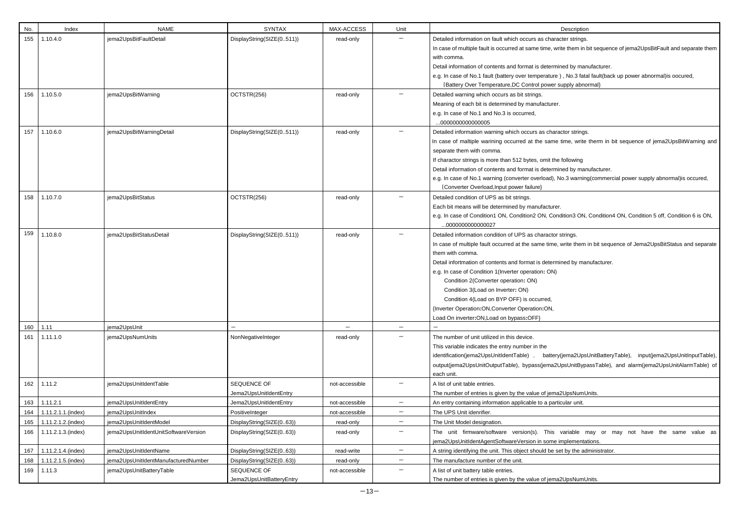| No. | Index | NAME | SYNTAX | MAX-ACCESS | Unit | Description |
| --- | --- | --- | --- | --- | --- | --- |
| 155 | 1.10.4.0 | jema2UpsBitFaultDetail | DisplayString(SIZE(0..511)) | read-only | − | Detailed information on fault which occurs as character strings.<br>In case of multiple fault is occurred at same time, write them in bit sequence of jema2UpsBitFault and separate them with comma.<br>Detail information of contents and format is determined by manufacturer.<br>e.g. In case of No.1 fault (battery over temperature ) , No.3 fatal fault(back up power abnormal)is oocured,<br>{Battery Over Temperature,DC Control power supply abnormal} |
| 156 | 1.10.5.0 | jema2UpsBitWarning | OCTSTR(256) | read-only | − | Detailed warning which occurs as bit strings.<br>Meaning of each bit is determined by manufacturer.<br>e.g. In case of No.1 and No.3 is occurred,<br>...0000000000000005 |
| 157 | 1.10.6.0 | jema2UpsBitWarningDetail | DisplayString(SIZE(0..511)) | read-only | − | Detailed information warning which occurs as charactor strings.<br>In case of maltiple warining occurred at the same time, write therm in bit sequence of jema2UpsBitWarning and separate them with comma.<br>If charactor strings is more than 512 bytes, omit the following<br>Detail information of contents and format is determined by manufacturer.<br>e.g. In case of No.1 warning (converter overload), No.3 warning(commercial power supply abnormal)is occured,<br>{Converter Overload,Input power failure} |
| 158 | 1.10.7.0 | jema2UpsBitStatus | OCTSTR(256) | read-only | − | Detailed condition of UPS as bit strings.<br>Each bit means will be determined by manufacturer.<br>e.g. In case of Condition1 ON, Condition2 ON, Condition3 ON, Condition4 ON, Condition 5 off, Condition 6 is ON,<br>...0000000000000027 |
| 159 | 1.10.8.0 | jema2UpsBitStatusDetail | DisplayString(SIZE(0..511)) | read-only | − | Detailed information condition of UPS as charactor strings.<br>In case of multiple fault occurred at the same time, write them in bit sequence of Jema2UpsBitStatus and separate them with comma.<br>Detail infortmation of contents and format is determined by manufacturer.<br>e.g. In case of Condition 1(Inverter operation: ON)<br>Condition 2(Converter operation: ON)<br>Condition 3(Load on Inverter: ON)<br>Condition 4(Load on BYP OFF) is occurred,<br>{Inverter Operation:ON,Converter Operation:ON,<br>Load On inverter:ON,Load on bypass:OFF} |
| 160 | 1.11 | jema2UpsUnit | − | − | − | − |
| 161 | 1.11.1.0 | jema2UpsNumUnits | NonNegativeInteger | read-only | − | The number of unit utilized in this device.<br>This variable indicates the entry number in the identification(jema2UpsUnitIdentTable) , battery(jema2UpsUnitBatteryTable), input(jema2UpsUnitInputTable), output(jema2UpsUnitOutputTable), bypass(jema2UpsUnitBypassTable), and alarm(jema2UpsUnitAlarmTable) of each unit. |
| 162 | 1.11.2 | jema2UpsUnitIdentTable | SEQUENCE OF Jema2UpsUnitIdentEntry | not-accessible | − | A list of unit table entries.<br>The number of entries is given by the value of jema2UpsNumUnits. |
| 163 | 1.11.2.1 | jema2UpsUnitIdentEntry | Jema2UpsUnitIdentEntry | not-accessible | − | An entry containing information applicable to a particular unit. |
| 164 | 1.11.2.1.1.(index) | jema2UpsUnitIndex | PositiveInteger | not-accessible | − | The UPS Unit idenrifier. |
| 165 | 1.11.2.1.2.(index) | jema2UpsUnitIdentModel | DisplayString(SIZE(0..63)) | read-only | − | The Unit Model designation. |
| 166 | 1.11.2.1.3.(index) | jema2UpsUnitIdentUnitSoftwareVersion | DisplayString(SIZE(0..63)) | read-only | − | The unit firmware/software version(s). This variable may or may not have the same value as jema2UpsUnitIdentAgentSoftwareVersion in some implementations. |
| 167 | 1.11.2.1.4.(index) | jema2UpsUnitIdentName | DisplayString(SIZE(0..63)) | read-write | − | A string identifying the unit. This object should be set by the administrator. |
| 168 | 1.11.2.1.5.(index) | jema2UpsUnitIdentManufacturedNumber | DisplayString(SIZE(0..63)) | read-only | − | The manufacture number of the unit. |
| 169 | 1.11.3 | jema2UpsUnitBatteryTable | SEQUENCE OF Jema2UpsUnitBatteryEntry | not-accessible | − | A list of unit battery table entries.<br>The number of entries is given by the value of jema2UpsNumUnits. |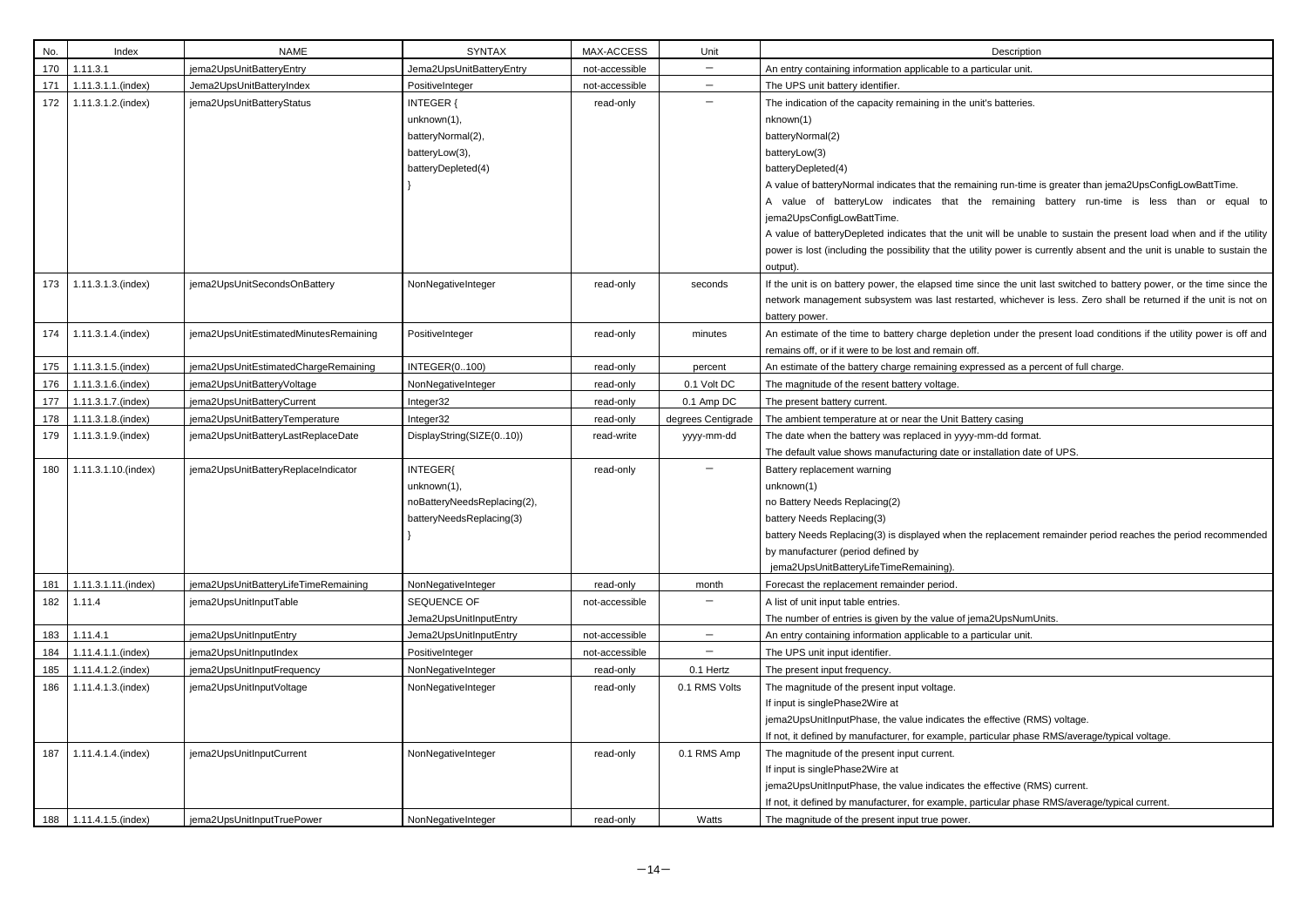| No. | Index | NAME | SYNTAX | MAX-ACCESS | Unit | Description |
|---|---|---|---|---|---|---|
| 170 | 1.11.3.1 | jema2UpsUnitBatteryEntry | Jema2UpsUnitBatteryEntry | not-accessible | － | An entry containing information applicable to a particular unit. |
| 171 | 1.11.3.1.1.(index) | Jema2UpsUnitBatteryIndex | PositiveInteger | not-accessible | － | The UPS unit battery identifier. |
| 172 | 1.11.3.1.2.(index) | jema2UpsUnitBatteryStatus | INTEGER {<br>unknown(1),<br>batteryNormal(2),<br>batteryLow(3),<br>batteryDepleted(4)<br>} | read-only | － | The indication of the capacity remaining in the unit's batteries.<br>nknown(1)<br>batteryNormal(2)<br>batteryLow(3)<br>batteryDepleted(4)<br>A value of batteryNormal indicates that the remaining run-time is greater than jema2UpsConfigLowBattTime.<br>A value of batteryLow indicates that the remaining battery run-time is less than or equal to jema2UpsConfigLowBattTime.<br>A value of batteryDepleted indicates that the unit will be unable to sustain the present load when and if the utility power is lost (including the possibility that the utility power is currently absent and the unit is unable to sustain the output). |
| 173 | 1.11.3.1.3.(index) | jema2UpsUnitSecondsOnBattery | NonNegativeInteger | read-only | seconds | If the unit is on battery power, the elapsed time since the unit last switched to battery power, or the time since the network management subsystem was last restarted, whichever is less. Zero shall be returned if the unit is not on battery power. |
| 174 | 1.11.3.1.4.(index) | jema2UpsUnitEstimatedMinutesRemaining | PositiveInteger | read-only | minutes | An estimate of the time to battery charge depletion under the present load conditions if the utility power is off and remains off, or if it were to be lost and remain off. |
| 175 | 1.11.3.1.5.(index) | jema2UpsUnitEstimatedChargeRemaining | INTEGER(0..100) | read-only | percent | An estimate of the battery charge remaining expressed as a percent of full charge. |
| 176 | 1.11.3.1.6.(index) | jema2UpsUnitBatteryVoltage | NonNegativeInteger | read-only | 0.1 Volt DC | The magnitude of the resent battery voltage. |
| 177 | 1.11.3.1.7.(index) | jema2UpsUnitBatteryCurrent | Integer32 | read-only | 0.1 Amp DC | The present battery current. |
| 178 | 1.11.3.1.8.(index) | jema2UpsUnitBatteryTemperature | Integer32 | read-only | degrees Centigrade | The ambient temperature at or near the Unit Battery casing |
| 179 | 1.11.3.1.9.(index) | jema2UpsUnitBatteryLastReplaceDate | DisplayString(SIZE(0..10)) | read-write | yyyy-mm-dd | The date when the battery was replaced in yyyy-mm-dd format.<br>The default value shows manufacturing date or installation date of UPS. |
| 180 | 1.11.3.1.10.(index) | jema2UpsUnitBatteryReplaceIndicator | INTEGER{<br>unknown(1),<br>noBatteryNeedsReplacing(2),<br>batteryNeedsReplacing(3)<br>} | read-only | － | Battery replacement warning<br>unknown(1)<br>no Battery Needs Replacing(2)<br>battery Needs Replacing(3)<br>battery Needs Replacing(3) is displayed when the replacement remainder period reaches the period recommended by manufacturer (period defined by<br>jema2UpsUnitBatteryLifeTimeRemaining). |
| 181 | 1.11.3.1.11.(index) | jema2UpsUnitBatteryLifeTimeRemaining | NonNegativeInteger | read-only | month | Forecast the replacement remainder period. |
| 182 | 1.11.4 | jema2UpsUnitInputTable | SEQUENCE OF<br>Jema2UpsUnitInputEntry | not-accessible | － | A list of unit input table entries.<br>The number of entries is given by the value of jema2UpsNumUnits. |
| 183 | 1.11.4.1 | jema2UpsUnitInputEntry | Jema2UpsUnitInputEntry | not-accessible | － | An entry containing information applicable to a particular unit. |
| 184 | 1.11.4.1.1.(index) | jema2UpsUnitInputIndex | PositiveInteger | not-accessible | － | The UPS unit input identifier. |
| 185 | 1.11.4.1.2.(index) | jema2UpsUnitInputFrequency | NonNegativeInteger | read-only | 0.1 Hertz | The present input frequency. |
| 186 | 1.11.4.1.3.(index) | jema2UpsUnitInputVoltage | NonNegativeInteger | read-only | 0.1 RMS Volts | The magnitude of the present input voltage.<br>If input is singlePhase2Wire at<br>jema2UpsUnitInputPhase, the value indicates the effective (RMS) voltage.<br>If not, it defined by manufacturer, for example, particular phase RMS/average/typical voltage. |
| 187 | 1.11.4.1.4.(index) | jema2UpsUnitInputCurrent | NonNegativeInteger | read-only | 0.1 RMS Amp | The magnitude of the present input current.<br>If input is singlePhase2Wire at<br>jema2UpsUnitInputPhase, the value indicates the effective (RMS) current.<br>If not, it defined by manufacturer, for example, particular phase RMS/average/typical current. |
| 188 | 1.11.4.1.5.(index) | jema2UpsUnitInputTruePower | NonNegativeInteger | read-only | Watts | The magnitude of the present input true power. |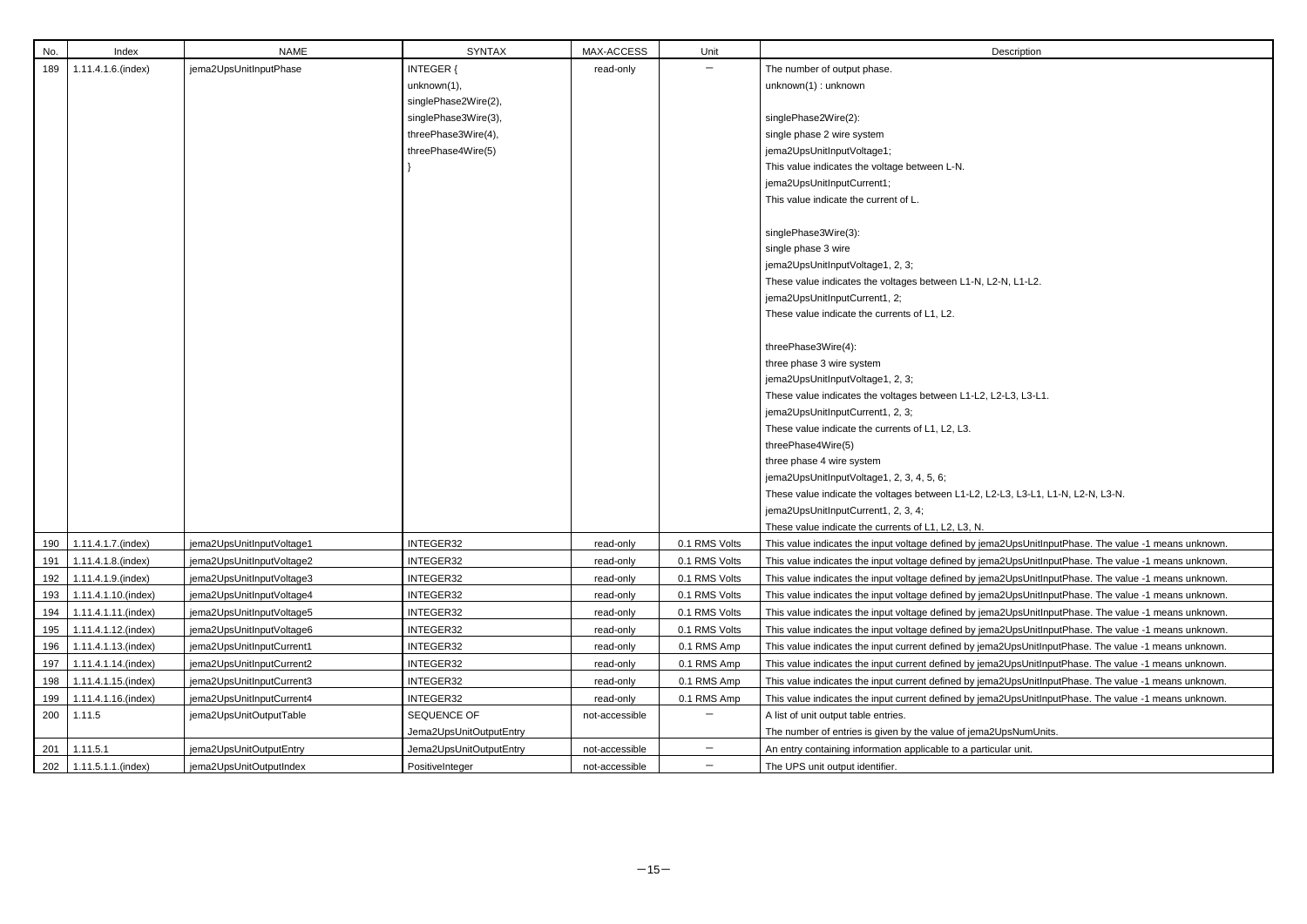| No. | Index | NAME | SYNTAX | MAX-ACCESS | Unit | Description |
|---|---|---|---|---|---|---|
| 189 | 1.11.4.1.6.(index) | jema2UpsUnitInputPhase | INTEGER {<br>unknown(1),<br>singlePhase2Wire(2),<br>singlePhase3Wire(3),<br>threePhase3Wire(4),<br>threePhase4Wire(5)<br>} | read-only | － | The number of output phase.<br>unknown(1) : unknown<br><br>singlePhase2Wire(2):<br>single phase 2 wire system<br>jema2UpsUnitInputVoltage1;<br>This value indicates the voltage between L-N.<br>jema2UpsUnitInputCurrent1;<br>This value indicate the current of L.<br><br>singlePhase3Wire(3):<br>single phase 3 wire<br>jema2UpsUnitInputVoltage1, 2, 3;<br>These value indicates the voltages between L1-N, L2-N, L1-L2.<br>jema2UpsUnitInputCurrent1, 2;<br>These value indicate the currents of L1, L2.<br><br>threePhase3Wire(4):<br>three phase 3 wire system<br>jema2UpsUnitInputVoltage1, 2, 3;<br>These value indicates the voltages between L1-L2, L2-L3, L3-L1.<br>jema2UpsUnitInputCurrent1, 2, 3;<br>These value indicate the currents of L1, L2, L3.<br>threePhase4Wire(5)<br>three phase 4 wire system<br>jema2UpsUnitInputVoltage1, 2, 3, 4, 5, 6;<br>These value indicate the voltages between L1-L2, L2-L3, L3-L1, L1-N, L2-N, L3-N.<br>jema2UpsUnitInputCurrent1, 2, 3, 4;<br>These value indicate the currents of L1, L2, L3, N. |
| 190 | 1.11.4.1.7.(index) | jema2UpsUnitInputVoltage1 | INTEGER32 | read-only | 0.1 RMS Volts | This value indicates the input voltage defined by jema2UpsUnitInputPhase. The value -1 means unknown. |
| 191 | 1.11.4.1.8.(index) | jema2UpsUnitInputVoltage2 | INTEGER32 | read-only | 0.1 RMS Volts | This value indicates the input voltage defined by jema2UpsUnitInputPhase. The value -1 means unknown. |
| 192 | 1.11.4.1.9.(index) | jema2UpsUnitInputVoltage3 | INTEGER32 | read-only | 0.1 RMS Volts | This value indicates the input voltage defined by jema2UpsUnitInputPhase. The value -1 means unknown. |
| 193 | 1.11.4.1.10.(index) | jema2UpsUnitInputVoltage4 | INTEGER32 | read-only | 0.1 RMS Volts | This value indicates the input voltage defined by jema2UpsUnitInputPhase. The value -1 means unknown. |
| 194 | 1.11.4.1.11.(index) | jema2UpsUnitInputVoltage5 | INTEGER32 | read-only | 0.1 RMS Volts | This value indicates the input voltage defined by jema2UpsUnitInputPhase. The value -1 means unknown. |
| 195 | 1.11.4.1.12.(index) | jema2UpsUnitInputVoltage6 | INTEGER32 | read-only | 0.1 RMS Volts | This value indicates the input voltage defined by jema2UpsUnitInputPhase. The value -1 means unknown. |
| 196 | 1.11.4.1.13.(index) | jema2UpsUnitInputCurrent1 | INTEGER32 | read-only | 0.1 RMS Amp | This value indicates the input current defined by jema2UpsUnitInputPhase. The value -1 means unknown. |
| 197 | 1.11.4.1.14.(index) | jema2UpsUnitInputCurrent2 | INTEGER32 | read-only | 0.1 RMS Amp | This value indicates the input current defined by jema2UpsUnitInputPhase. The value -1 means unknown. |
| 198 | 1.11.4.1.15.(index) | jema2UpsUnitInputCurrent3 | INTEGER32 | read-only | 0.1 RMS Amp | This value indicates the input current defined by jema2UpsUnitInputPhase. The value -1 means unknown. |
| 199 | 1.11.4.1.16.(index) | jema2UpsUnitInputCurrent4 | INTEGER32 | read-only | 0.1 RMS Amp | This value indicates the input current defined by jema2UpsUnitInputPhase. The value -1 means unknown. |
| 200 | 1.11.5 | jema2UpsUnitOutputTable | SEQUENCE OF<br>Jema2UpsUnitOutputEntry | not-accessible | － | A list of unit output table entries.<br>The number of entries is given by the value of jema2UpsNumUnits. |
| 201 | 1.11.5.1 | jema2UpsUnitOutputEntry | Jema2UpsUnitOutputEntry | not-accessible | － | An entry containing information applicable to a particular unit. |
| 202 | 1.11.5.1.1.(index) | jema2UpsUnitOutputIndex | PositiveInteger | not-accessible | － | The UPS unit output identifier. |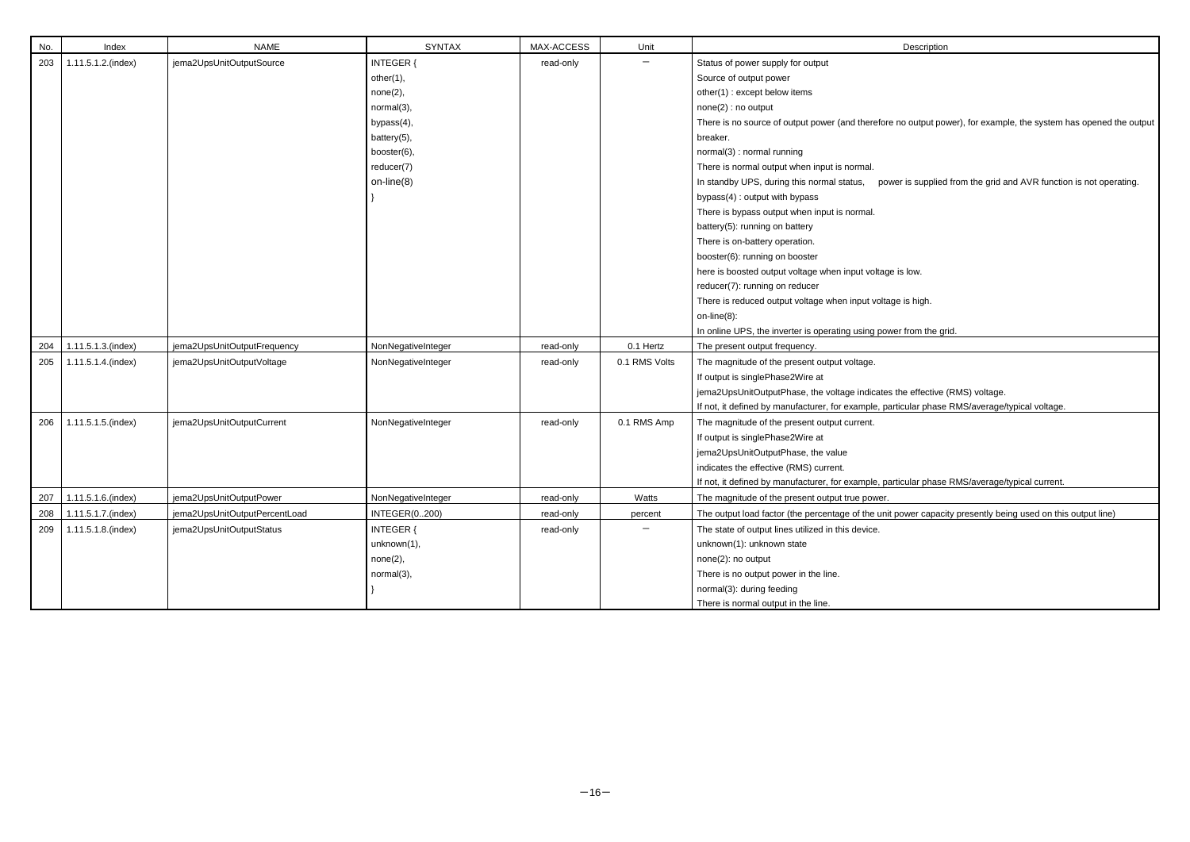| No. | Index | NAME | SYNTAX | MAX-ACCESS | Unit | Description |
|---|---|---|---|---|---|---|
| 203 | 1.11.5.1.2.(index) | jema2UpsUnitOutputSource | INTEGER {<br>other(1),<br>none(2),<br>normal(3),<br>bypass(4),<br>battery(5),<br>booster(6),<br>reducer(7)<br>on-line(8)<br>} | read-only | － | Status of power supply for output<br>Source of output power<br>other(1) : except below items<br>none(2) : no output<br>There is no source of output power (and therefore no output power), for example, the system has opened the output breaker.<br>normal(3) : normal running<br>There is normal output when input is normal.<br>In standby UPS, during this normal status,  power is supplied from the grid and AVR function is not operating.<br>bypass(4) : output with bypass<br>There is bypass output when input is normal.<br>battery(5): running on battery<br>There is on-battery operation.<br>booster(6): running on booster<br>here is boosted output voltage when input voltage is low.<br>reducer(7): running on reducer<br>There is reduced output voltage when input voltage is high.<br>on-line(8):<br>In online UPS, the inverter is operating using power from the grid. |
| 204 | 1.11.5.1.3.(index) | jema2UpsUnitOutputFrequency | NonNegativeInteger | read-only | 0.1 Hertz | The present output frequency. |
| 205 | 1.11.5.1.4.(index) | jema2UpsUnitOutputVoltage | NonNegativeInteger | read-only | 0.1 RMS Volts | The magnitude of the present output voltage.<br>If output is singlePhase2Wire at<br>jema2UpsUnitOutputPhase, the voltage indicates the effective (RMS) voltage.<br>If not, it defined by manufacturer, for example, particular phase RMS/average/typical voltage. |
| 206 | 1.11.5.1.5.(index) | jema2UpsUnitOutputCurrent | NonNegativeInteger | read-only | 0.1 RMS Amp | The magnitude of the present output current.<br>If output is singlePhase2Wire at<br>jema2UpsUnitOutputPhase, the value<br>indicates the effective (RMS) current.<br>If not, it defined by manufacturer, for example, particular phase RMS/average/typical current. |
| 207 | 1.11.5.1.6.(index) | jema2UpsUnitOutputPower | NonNegativeInteger | read-only | Watts | The magnitude of the present output true power. |
| 208 | 1.11.5.1.7.(index) | jema2UpsUnitOutputPercentLoad | INTEGER(0..200) | read-only | percent | The output load factor (the percentage of the unit power capacity presently being used on this output line) |
| 209 | 1.11.5.1.8.(index) | jema2UpsUnitOutputStatus | INTEGER {<br>unknown(1),<br>none(2),<br>normal(3),<br>} | read-only | － | The state of output lines utilized in this device.<br>unknown(1): unknown state<br>none(2): no output<br>There is no output power in the line.<br>normal(3): during feeding<br>There is normal output in the line. |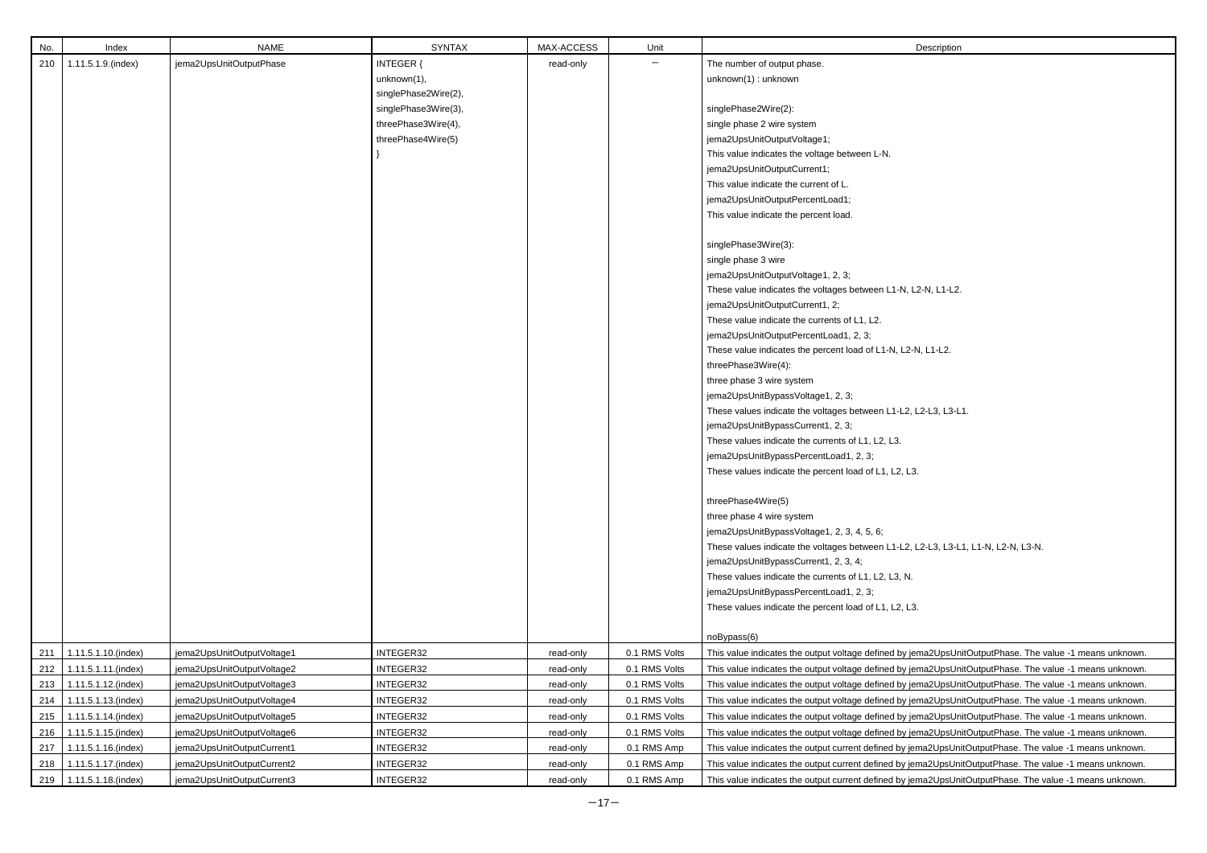| No. | Index | NAME | SYNTAX | MAX-ACCESS | Unit | Description |
|---|---|---|---|---|---|---|
| 210 | 1.11.5.1.9.(index) | jema2UpsUnitOutputPhase | INTEGER {<br>unknown(1),<br>singlePhase2Wire(2),<br>singlePhase3Wire(3),<br>threePhase3Wire(4),<br>threePhase4Wire(5)<br>} | read-only | － | The number of output phase.<br>unknown(1) : unknown<br><br>singlePhase2Wire(2):<br>single phase 2 wire system<br>jema2UpsUnitOutputVoltage1;<br>This value indicates the voltage between L-N.<br>jema2UpsUnitOutputCurrent1;<br>This value indicate the current of L.<br>jema2UpsUnitOutputPercentLoad1;<br>This value indicate the percent load.<br><br>singlePhase3Wire(3):<br>single phase 3 wire<br>jema2UpsUnitOutputVoltage1, 2, 3;<br>These value indicates the voltages between L1-N, L2-N, L1-L2.<br>jema2UpsUnitOutputCurrent1, 2;<br>These value indicate the currents of L1, L2.<br>jema2UpsUnitOutputPercentLoad1, 2, 3;<br>These value indicates the percent load of L1-N, L2-N, L1-L2.<br>threePhase3Wire(4):<br>three phase 3 wire system<br>jema2UpsUnitBypassVoltage1, 2, 3;<br>These values indicate the voltages between L1-L2, L2-L3, L3-L1.<br>jema2UpsUnitBypassCurrent1, 2, 3;<br>These values indicate the currents of L1, L2, L3.<br>jema2UpsUnitBypassPercentLoad1, 2, 3;<br>These values indicate the percent load of L1, L2, L3.<br><br>threePhase4Wire(5)<br>three phase 4 wire system<br>jema2UpsUnitBypassVoltage1, 2, 3, 4, 5, 6;<br>These values indicate the voltages between L1-L2, L2-L3, L3-L1, L1-N, L2-N, L3-N.<br>jema2UpsUnitBypassCurrent1, 2, 3, 4;<br>These values indicate the currents of L1, L2, L3, N.<br>jema2UpsUnitBypassPercentLoad1, 2, 3;<br>These values indicate the percent load of L1, L2, L3.<br><br>noBypass(6) |
| 211 | 1.11.5.1.10.(index) | jema2UpsUnitOutputVoltage1 | INTEGER32 | read-only | 0.1 RMS Volts | This value indicates the output voltage defined by jema2UpsUnitOutputPhase. The value -1 means unknown. |
| 212 | 1.11.5.1.11.(index) | jema2UpsUnitOutputVoltage2 | INTEGER32 | read-only | 0.1 RMS Volts | This value indicates the output voltage defined by jema2UpsUnitOutputPhase. The value -1 means unknown. |
| 213 | 1.11.5.1.12.(index) | jema2UpsUnitOutputVoltage3 | INTEGER32 | read-only | 0.1 RMS Volts | This value indicates the output voltage defined by jema2UpsUnitOutputPhase. The value -1 means unknown. |
| 214 | 1.11.5.1.13.(index) | jema2UpsUnitOutputVoltage4 | INTEGER32 | read-only | 0.1 RMS Volts | This value indicates the output voltage defined by jema2UpsUnitOutputPhase. The value -1 means unknown. |
| 215 | 1.11.5.1.14.(index) | jema2UpsUnitOutputVoltage5 | INTEGER32 | read-only | 0.1 RMS Volts | This value indicates the output voltage defined by jema2UpsUnitOutputPhase. The value -1 means unknown. |
| 216 | 1.11.5.1.15.(index) | jema2UpsUnitOutputVoltage6 | INTEGER32 | read-only | 0.1 RMS Volts | This value indicates the output voltage defined by jema2UpsUnitOutputPhase. The value -1 means unknown. |
| 217 | 1.11.5.1.16.(index) | jema2UpsUnitOutputCurrent1 | INTEGER32 | read-only | 0.1 RMS Amp | This value indicates the output current defined by jema2UpsUnitOutputPhase. The value -1 means unknown. |
| 218 | 1.11.5.1.17.(index) | jema2UpsUnitOutputCurrent2 | INTEGER32 | read-only | 0.1 RMS Amp | This value indicates the output current defined by jema2UpsUnitOutputPhase. The value -1 means unknown. |
| 219 | 1.11.5.1.18.(index) | jema2UpsUnitOutputCurrent3 | INTEGER32 | read-only | 0.1 RMS Amp | This value indicates the output current defined by jema2UpsUnitOutputPhase. The value -1 means unknown. |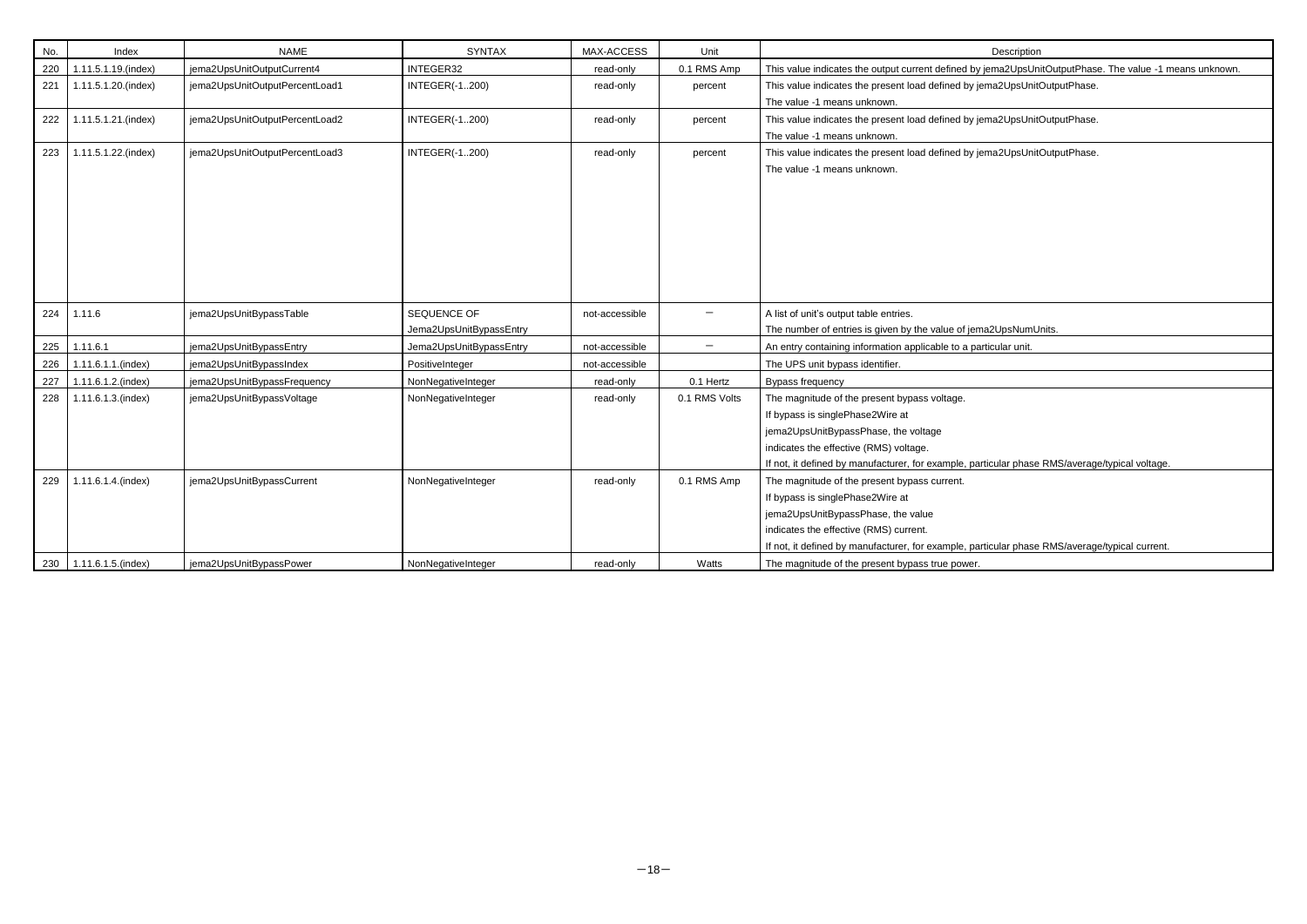| No. | Index | NAME | SYNTAX | MAX-ACCESS | Unit | Description |
|---|---|---|---|---|---|---|
| 220 | 1.11.5.1.19.(index) | jema2UpsUnitOutputCurrent4 | INTEGER32 | read-only | 0.1 RMS Amp | This value indicates the output current defined by jema2UpsUnitOutputPhase. The value -1 means unknown. |
| 221 | 1.11.5.1.20.(index) | jema2UpsUnitOutputPercentLoad1 | INTEGER(-1..200) | read-only | percent | This value indicates the present load defined by jema2UpsUnitOutputPhase.<br>The value -1 means unknown. |
| 222 | 1.11.5.1.21.(index) | jema2UpsUnitOutputPercentLoad2 | INTEGER(-1..200) | read-only | percent | This value indicates the present load defined by jema2UpsUnitOutputPhase.<br>The value -1 means unknown. |
| 223 | 1.11.5.1.22.(index) | jema2UpsUnitOutputPercentLoad3 | INTEGER(-1..200) | read-only | percent | This value indicates the present load defined by jema2UpsUnitOutputPhase.<br>The value -1 means unknown. |
| 224 | 1.11.6 | jema2UpsUnitBypassTable | SEQUENCE OF<br>Jema2UpsUnitBypassEntry | not-accessible | － | A list of unit's output table entries.<br>The number of entries is given by the value of jema2UpsNumUnits. |
| 225 | 1.11.6.1 | jema2UpsUnitBypassEntry | Jema2UpsUnitBypassEntry | not-accessible | － | An entry containing information applicable to a particular unit. |
| 226 | 1.11.6.1.1.(index) | jema2UpsUnitBypassIndex | PositiveInteger | not-accessible | | The UPS unit bypass identifier. |
| 227 | 1.11.6.1.2.(index) | jema2UpsUnitBypassFrequency | NonNegativeInteger | read-only | 0.1 Hertz | Bypass frequency |
| 228 | 1.11.6.1.3.(index) | jema2UpsUnitBypassVoltage | NonNegativeInteger | read-only | 0.1 RMS Volts | The magnitude of the present bypass voltage.<br>If bypass is singlePhase2Wire at<br>jema2UpsUnitBypassPhase, the voltage<br>indicates the effective (RMS) voltage.<br>If not, it defined by manufacturer, for example, particular phase RMS/average/typical voltage. |
| 229 | 1.11.6.1.4.(index) | jema2UpsUnitBypassCurrent | NonNegativeInteger | read-only | 0.1 RMS Amp | The magnitude of the present bypass current.<br>If bypass is singlePhase2Wire at<br>jema2UpsUnitBypassPhase, the value<br>indicates the effective (RMS) current.<br>If not, it defined by manufacturer, for example, particular phase RMS/average/typical current. |
| 230 | 1.11.6.1.5.(index) | jema2UpsUnitBypassPower | NonNegativeInteger | read-only | Watts | The magnitude of the present bypass true power. |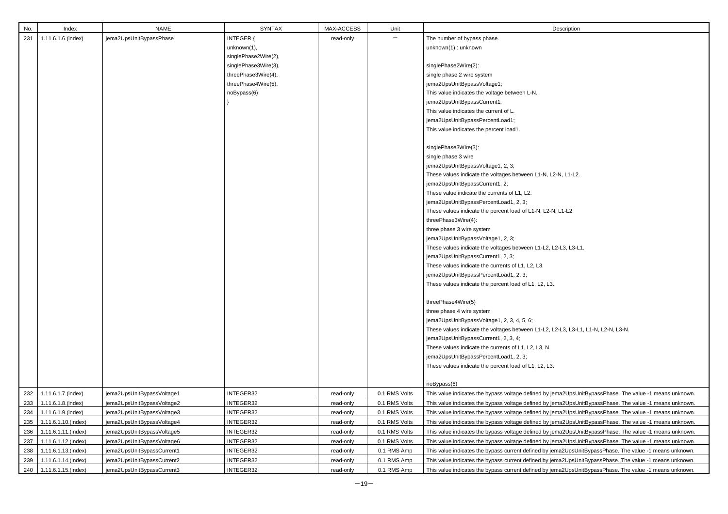| No. | Index | NAME | SYNTAX | MAX-ACCESS | Unit | Description |
|---|---|---|---|---|---|---|
| 231 | 1.11.6.1.6.(index) | jema2UpsUnitBypassPhase | INTEGER {<br>unknown(1),<br>singlePhase2Wire(2),<br>singlePhase3Wire(3),<br>threePhase3Wire(4),<br>threePhase4Wire(5),<br>noBypass(6)<br>} | read-only | − | The number of bypass phase.<br>unknown(1) : unknown<br><br>singlePhase2Wire(2):<br>single phase 2 wire system<br>jema2UpsUnitBypassVoltage1;<br>This value indicates the voltage between L-N.<br>jema2UpsUnitBypassCurrent1;<br>This value indicates the current of L.<br>jema2UpsUnitBypassPercentLoad1;<br>This value indicates the percent load1.<br><br>singlePhase3Wire(3):<br>single phase 3 wire<br>jema2UpsUnitBypassVoltage1, 2, 3;<br>These values indicate the voltages between L1-N, L2-N, L1-L2.<br>jema2UpsUnitBypassCurrent1, 2;<br>These value indicate the currents of L1, L2.<br>jema2UpsUnitBypassPercentLoad1, 2, 3;<br>These values indicate the percent load of L1-N, L2-N, L1-L2.<br>threePhase3Wire(4):<br>three phase 3 wire system<br>jema2UpsUnitBypassVoltage1, 2, 3;<br>These values indicate the voltages between L1-L2, L2-L3, L3-L1.<br>jema2UpsUnitBypassCurrent1, 2, 3;<br>These values indicate the currents of L1, L2, L3.<br>jema2UpsUnitBypassPercentLoad1, 2, 3;<br>These values indicate the percent load of L1, L2, L3.<br><br>threePhase4Wire(5)<br>three phase 4 wire system<br>jema2UpsUnitBypassVoltage1, 2, 3, 4, 5, 6;<br>These values indicate the voltages between L1-L2, L2-L3, L3-L1, L1-N, L2-N, L3-N.<br>jema2UpsUnitBypassCurrent1, 2, 3, 4;<br>These values indicate the currents of L1, L2, L3, N.<br>jema2UpsUnitBypassPercentLoad1, 2, 3;<br>These values indicate the percent load of L1, L2, L3.<br><br>noBypass(6) |
| 232 | 1.11.6.1.7.(index) | jema2UpsUnitBypassVoltage1 | INTEGER32 | read-only | 0.1 RMS Volts | This value indicates the bypass voltage defined by jema2UpsUnitBypassPhase. The value -1 means unknown. |
| 233 | 1.11.6.1.8.(index) | jema2UpsUnitBypassVoltage2 | INTEGER32 | read-only | 0.1 RMS Volts | This value indicates the bypass voltage defined by jema2UpsUnitBypassPhase. The value -1 means unknown. |
| 234 | 1.11.6.1.9.(index) | jema2UpsUnitBypassVoltage3 | INTEGER32 | read-only | 0.1 RMS Volts | This value indicates the bypass voltage defined by jema2UpsUnitBypassPhase. The value -1 means unknown. |
| 235 | 1.11.6.1.10.(index) | jema2UpsUnitBypassVoltage4 | INTEGER32 | read-only | 0.1 RMS Volts | This value indicates the bypass voltage defined by jema2UpsUnitBypassPhase. The value -1 means unknown. |
| 236 | 1.11.6.1.11.(index) | jema2UpsUnitBypassVoltage5 | INTEGER32 | read-only | 0.1 RMS Volts | This value indicates the bypass voltage defined by jema2UpsUnitBypassPhase. The value -1 means unknown. |
| 237 | 1.11.6.1.12.(index) | jema2UpsUnitBypassVoltage6 | INTEGER32 | read-only | 0.1 RMS Volts | This value indicates the bypass voltage defined by jema2UpsUnitBypassPhase. The value -1 means unknown. |
| 238 | 1.11.6.1.13.(index) | jema2UpsUnitBypassCurrent1 | INTEGER32 | read-only | 0.1 RMS Amp | This value indicates the bypass current defined by jema2UpsUnitBypassPhase. The value -1 means unknown. |
| 239 | 1.11.6.1.14.(index) | jema2UpsUnitBypassCurrent2 | INTEGER32 | read-only | 0.1 RMS Amp | This value indicates the bypass current defined by jema2UpsUnitBypassPhase. The value -1 means unknown. |
| 240 | 1.11.6.1.15.(index) | jema2UpsUnitBypassCurrent3 | INTEGER32 | read-only | 0.1 RMS Amp | This value indicates the bypass current defined by jema2UpsUnitBypassPhase. The value -1 means unknown. |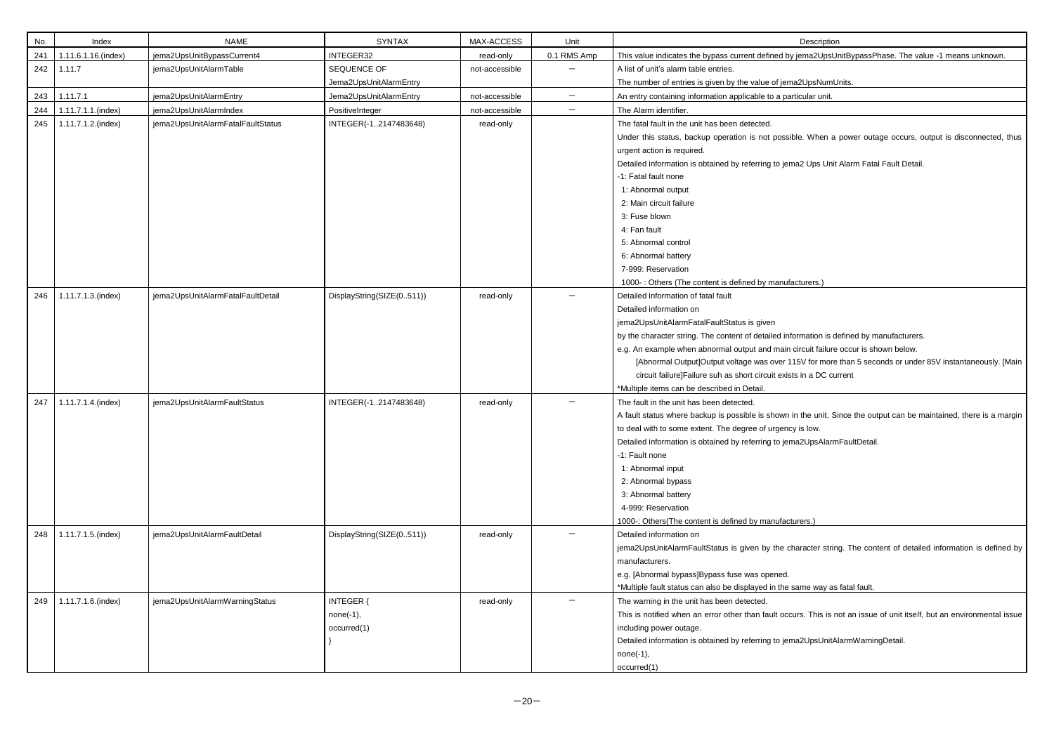| No. | Index | NAME | SYNTAX | MAX-ACCESS | Unit | Description |
|---|---|---|---|---|---|---|
| 241 | 1.11.6.1.16.(index) | jema2UpsUnitBypassCurrent4 | INTEGER32 | read-only | 0.1 RMS Amp | This value indicates the bypass current defined by jema2UpsUnitBypassPhase. The value -1 means unknown. |
| 242 | 1.11.7 | jema2UpsUnitAlarmTable | SEQUENCE OF<br>Jema2UpsUnitAlarmEntry | not-accessible | － | A list of unit's alarm table entries.<br>The number of entries is given by the value of jema2UpsNumUnits. |
| 243 | 1.11.7.1 | jema2UpsUnitAlarmEntry | Jema2UpsUnitAlarmEntry | not-accessible | － | An entry containing information applicable to a particular unit. |
| 244 | 1.11.7.1.1.(index) | jema2UpsUnitAlarmIndex | PositiveInteger | not-accessible | － | The Alarm identifier. |
| 245 | 1.11.7.1.2.(index) | jema2UpsUnitAlarmFatalFaultStatus | INTEGER(-1..2147483648) | read-only | | The fatal fault in the unit has been detected.<br>Under this status, backup operation is not possible. When a power outage occurs, output is disconnected, thus urgent action is required.<br>Detailed information is obtained by referring to jema2 Ups Unit Alarm Fatal Fault Detail.<br>-1: Fatal fault none<br>1: Abnormal output<br>2: Main circuit failure<br>3: Fuse blown<br>4: Fan fault<br>5: Abnormal control<br>6: Abnormal battery<br>7-999: Reservation<br>1000- : Others (The content is defined by manufacturers.) |
| 246 | 1.11.7.1.3.(index) | jema2UpsUnitAlarmFatalFaultDetail | DisplayString(SIZE(0..511)) | read-only | － | Detailed information of fatal fault<br>Detailed information on<br>jema2UpsUnitAlarmFatalFaultStatus is given<br>by the character string. The content of detailed information is defined by manufacturers.<br>e.g. An example when abnormal output and main circuit failure occur is shown below.<br>[Abnormal Output]Output voltage was over 115V for more than 5 seconds or under 85V instantaneously. [Main circuit failure]Failure suh as short circuit exists in a DC current<br>*Multiple items can be described in Detail. |
| 247 | 1.11.7.1.4.(index) | jema2UpsUnitAlarmFaultStatus | INTEGER(-1..2147483648) | read-only | － | The fault in the unit has been detected.<br>A fault status where backup is possible is shown in the unit. Since the output can be maintained, there is a margin to deal with to some extent. The degree of urgency is low.<br>Detailed information is obtained by referring to jema2UpsAlarmFaultDetail.<br>-1: Fault none<br>1: Abnormal input<br>2: Abnormal bypass<br>3: Abnormal battery<br>4-999: Reservation<br>1000-: Others(The content is defined by manufacturers.) |
| 248 | 1.11.7.1.5.(index) | jema2UpsUnitAlarmFaultDetail | DisplayString(SIZE(0..511)) | read-only | － | Detailed information on<br>jema2UpsUnitAlarmFaultStatus is given by the character string. The content of detailed information is defined by manufacturers.<br>e.g. [Abnormal bypass]Bypass fuse was opened.<br>*Multiple fault status can also be displayed in the same way as fatal fault. |
| 249 | 1.11.7.1.6.(index) | jema2UpsUnitAlarmWarningStatus | INTEGER {<br>none(-1),<br>occurred(1)<br>} | read-only | － | The warning in the unit has been detected.<br>This is notified when an error other than fault occurs. This is not an issue of unit itself, but an environmental issue including power outage.<br>Detailed information is obtained by referring to jema2UpsUnitAlarmWarningDetail.<br>none(-1),<br>occurred(1) |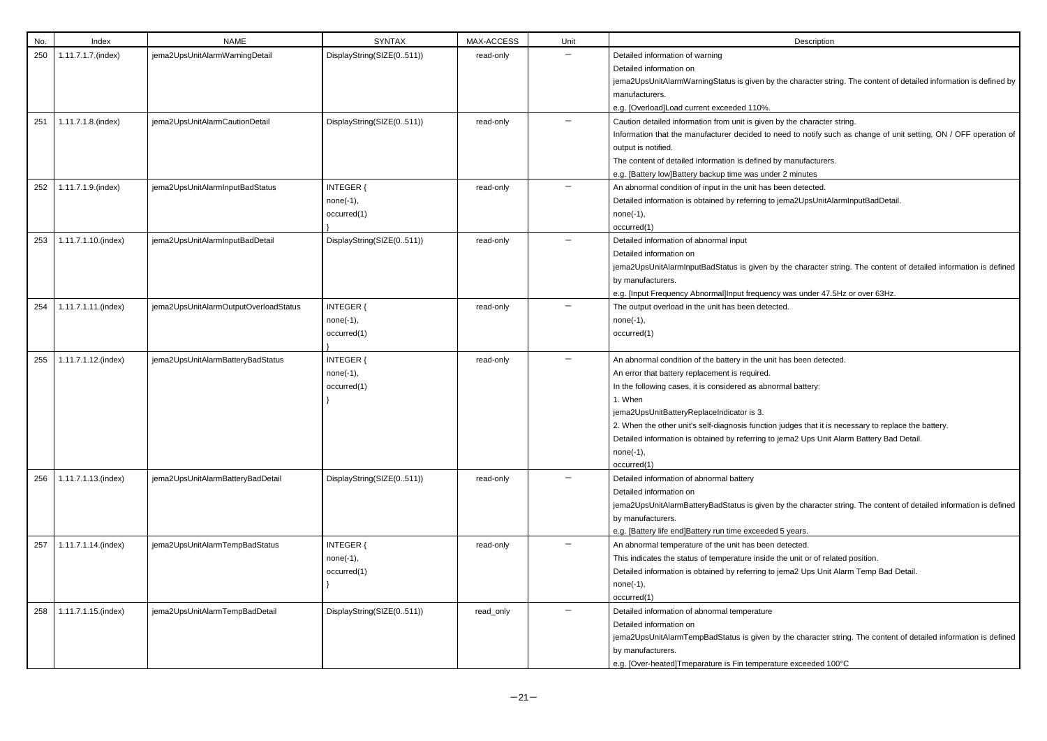| No. | Index | NAME | SYNTAX | MAX-ACCESS | Unit | Description |
|---|---|---|---|---|---|---|
| 250 | 1.11.7.1.7.(index) | jema2UpsUnitAlarmWarningDetail | DisplayString(SIZE(0..511)) | read-only | － | Detailed information of warning<br>Detailed information on<br>jema2UpsUnitAlarmWarningStatus is given by the character string. The content of detailed information is defined by manufacturers.<br>e.g. [Overload]Load current exceeded 110%. |
| 251 | 1.11.7.1.8.(index) | jema2UpsUnitAlarmCautionDetail | DisplayString(SIZE(0..511)) | read-only | － | Caution detailed information from unit is given by the character string.<br>Information that the manufacturer decided to need to notify such as change of unit setting, ON / OFF operation of output is notified.<br>The content of detailed information is defined by manufacturers.<br>e.g. [Battery low]Battery backup time was under 2 minutes |
| 252 | 1.11.7.1.9.(index) | jema2UpsUnitAlarmInputBadStatus | INTEGER {<br>none(-1),<br>occurred(1)<br>} | read-only | － | An abnormal condition of input in the unit has been detected.<br>Detailed information is obtained by referring to jema2UpsUnitAlarmInputBadDetail.<br>none(-1),<br>occurred(1) |
| 253 | 1.11.7.1.10.(index) | jema2UpsUnitAlarmInputBadDetail | DisplayString(SIZE(0..511)) | read-only | － | Detailed information of abnormal input<br>Detailed information on<br>jema2UpsUnitAlarmInputBadStatus is given by the character string. The content of detailed information is defined by manufacturers.<br>e.g. [Input Frequency Abnormal]Input frequency was under 47.5Hz or over 63Hz. |
| 254 | 1.11.7.1.11.(index) | jema2UpsUnitAlarmOutputOverloadStatus | INTEGER {<br>none(-1),<br>occurred(1)<br>} | read-only | － | The output overload in the unit has been detected.<br>none(-1),<br>occurred(1) |
| 255 | 1.11.7.1.12.(index) | jema2UpsUnitAlarmBatteryBadStatus | INTEGER {<br>none(-1),<br>occurred(1)<br>} | read-only | － | An abnormal condition of the battery in the unit has been detected.<br>An error that battery replacement is required.<br>In the following cases, it is considered as abnormal battery:<br>1. When<br>jema2UpsUnitBatteryReplaceIndicator is 3.<br>2. When the other unit's self-diagnosis function judges that it is necessary to replace the battery.<br>Detailed information is obtained by referring to jema2 Ups Unit Alarm Battery Bad Detail.<br>none(-1),<br>occurred(1) |
| 256 | 1.11.7.1.13.(index) | jema2UpsUnitAlarmBatteryBadDetail | DisplayString(SIZE(0..511)) | read-only | － | Detailed information of abnormal battery<br>Detailed information on<br>jema2UpsUnitAlarmBatteryBadStatus is given by the character string. The content of detailed information is defined by manufacturers.<br>e.g. [Battery life end]Battery run time exceeded 5 years. |
| 257 | 1.11.7.1.14.(index) | jema2UpsUnitAlarmTempBadStatus | INTEGER {<br>none(-1),<br>occurred(1)<br>} | read-only | － | An abnormal temperature of the unit has been detected.<br>This indicates the status of temperature inside the unit or of related position.<br>Detailed information is obtained by referring to jema2 Ups Unit Alarm Temp Bad Detail.<br>none(-1),<br>occurred(1) |
| 258 | 1.11.7.1.15.(index) | jema2UpsUnitAlarmTempBadDetail | DisplayString(SIZE(0..511)) | read_only | － | Detailed information of abnormal temperature<br>Detailed information on<br>jema2UpsUnitAlarmTempBadStatus is given by the character string. The content of detailed information is defined by manufacturers.<br>e.g. [Over-heated]Tmeparature is Fin temperature exceeded 100°C |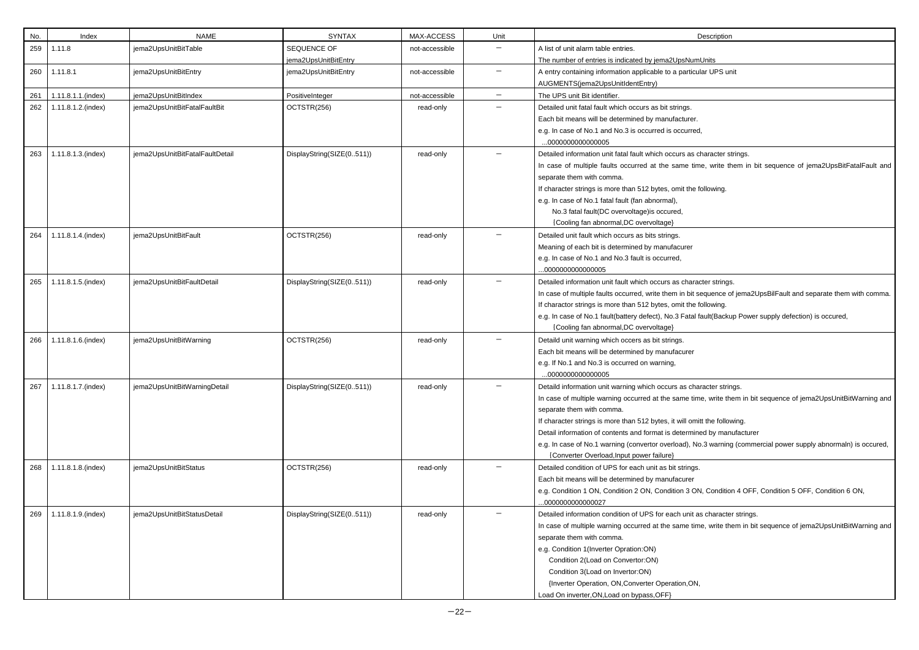| No. | Index | NAME | SYNTAX | MAX-ACCESS | Unit | Description |
|---|---|---|---|---|---|---|
| 259 | 1.11.8 | jema2UpsUnitBitTable | SEQUENCE OF jema2UpsUnitBitEntry | not-accessible | － | A list of unit alarm table entries.<br>The number of entries is indicated by jema2UpsNumUnits |
| 260 | 1.11.8.1 | jema2UpsUnitBitEntry | jema2UpsUnitBitEntry | not-accessible | － | A entry containing information applicable to a particular UPS unit<br>AUGMENTS(jema2UpsUnitIdentEntry) |
| 261 | 1.11.8.1.1.(index) | jema2UpsUnitBitIndex | PositiveInteger | not-accessible | － | The UPS unit Bit identifier. |
| 262 | 1.11.8.1.2.(index) | jema2UpsUnitBitFatalFaultBit | OCTSTR(256) | read-only | － | Detailed unit fatal fault which occurs as bit strings.<br>Each bit means will be determined by manufacturer.<br>e.g. In case of No.1 and No.3 is occurred is occurred,<br>...0000000000000005 |
| 263 | 1.11.8.1.3.(index) | jema2UpsUnitBitFatalFaultDetail | DisplayString(SIZE(0..511)) | read-only | － | Detailed information unit fatal fault which occurs as character strings.<br>In case of multiple faults occurred at the same time, write them in bit sequence of jema2UpsBitFatalFault and separate them with comma.<br>If character strings is more than 512 bytes, omit the following.<br>e.g. In case of No.1 fatal fault (fan abnormal),<br>No.3 fatal fault(DC overvoltage)is occured,<br>{Cooling fan abnormal,DC overvoltage} |
| 264 | 1.11.8.1.4.(index) | jema2UpsUnitBitFault | OCTSTR(256) | read-only | － | Detailed unit fault which occurs as bits strings.<br>Meaning of each bit is determined by manufacurer<br>e.g. In case of No.1 and No.3 fault is occurred,<br>...0000000000000005 |
| 265 | 1.11.8.1.5.(index) | jema2UpsUnitBitFaultDetail | DisplayString(SIZE(0..511)) | read-only | － | Detailed information unit fault which occurs as character strings.<br>In case of multiple faults occurred, write them in bit sequence of jema2UpsBilFault and separate them with comma.<br>If charactor strings is more than 512 bytes, omit the following.<br>e.g. In case of No.1 fault(battery defect), No.3 Fatal fault(Backup Power supply defection) is occured,<br>{Cooling fan abnormal,DC overvoltage} |
| 266 | 1.11.8.1.6.(index) | jema2UpsUnitBitWarning | OCTSTR(256) | read-only | － | Detaild unit warning which occers as bit strings.<br>Each bit means will be determined by manufacurer<br>e.g. If No.1 and No.3 is occurred on warning,<br>...0000000000000005 |
| 267 | 1.11.8.1.7.(index) | jema2UpsUnitBitWarningDetail | DisplayString(SIZE(0..511)) | read-only | － | Detaild information unit warning which occurs as character strings.<br>In case of multiple warning occurred at the same time, write them in bit sequence of jema2UpsUnitBitWarning and separate them with comma.<br>If character strings is more than 512 bytes, it will omitt the following.<br>Detail information of contents and format is determined by manufacturer<br>e.g. In case of No.1 warning (convertor overload), No.3 warning (commercial power supply abnormaln) is occured,<br>{Converter Overload,Input power failure} |
| 268 | 1.11.8.1.8.(index) | jema2UpsUnitBitStatus | OCTSTR(256) | read-only | － | Detailed condition of UPS for each unit as bit strings.<br>Each bit means will be determined by manufacurer<br>e.g. Condition 1 ON, Condition 2 ON, Condition 3 ON, Condition 4 OFF, Condition 5 OFF, Condition 6 ON,<br>...0000000000000027 |
| 269 | 1.11.8.1.9.(index) | jema2UpsUnitBitStatusDetail | DisplayString(SIZE(0..511)) | read-only | － | Detailed information condition of UPS for each unit as character strings.<br>In case of multiple warning occurred at the same time, write them in bit sequence of jema2UpsUnitBitWarning and separate them with comma.<br>e.g. Condition 1(Inverter Opration:ON)<br>Condition 2(Load on Convertor:ON)<br>Condition 3(Load on Invertor:ON)<br>{Inverter Operation, ON,Converter Operation,ON,<br>Load On inverter,ON,Load on bypass,OFF} |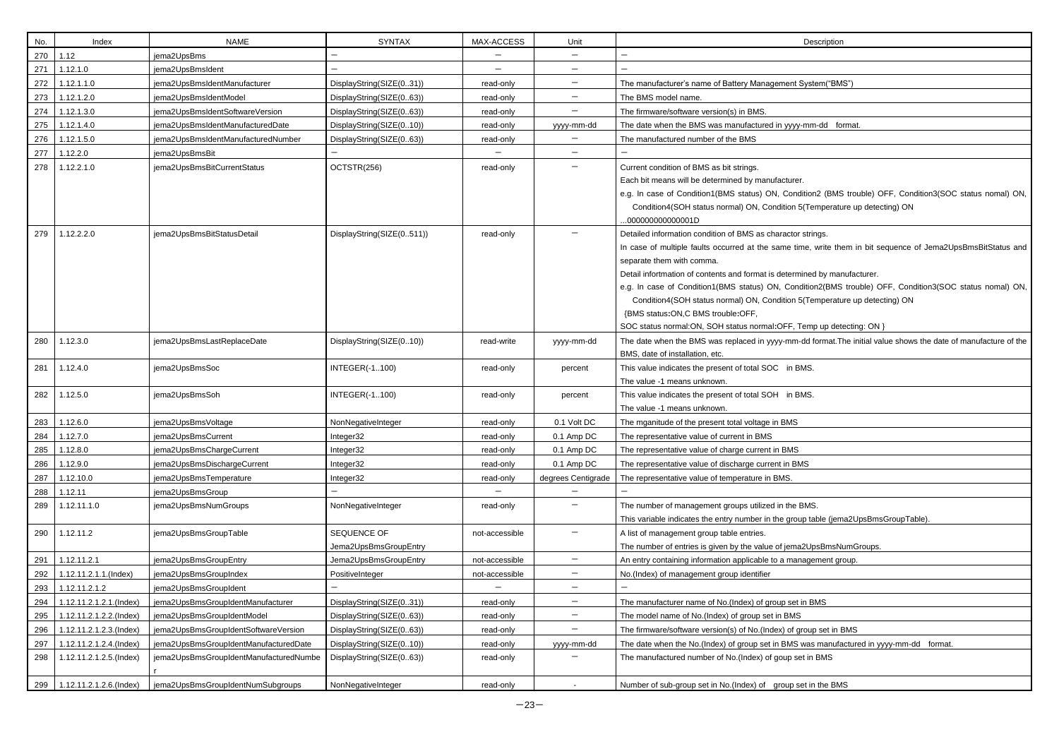| No. | Index | NAME | SYNTAX | MAX-ACCESS | Unit | Description |
|---|---|---|---|---|---|---|
| 270 | 1.12 | jema2UpsBms | － | － | － | － |
| 271 | 1.12.1.0 | jema2UpsBmsIdent | － | － | － | － |
| 272 | 1.12.1.1.0 | jema2UpsBmsIdentManufacturer | DisplayString(SIZE(0..31)) | read-only | － | The manufacturer's name of Battery Management System("BMS") |
| 273 | 1.12.1.2.0 | jema2UpsBmsIdentModel | DisplayString(SIZE(0..63)) | read-only | － | The BMS model name. |
| 274 | 1.12.1.3.0 | jema2UpsBmsIdentSoftwareVersion | DisplayString(SIZE(0..63)) | read-only | － | The firmware/software version(s) in BMS. |
| 275 | 1.12.1.4.0 | jema2UpsBmsIdentManufacturedDate | DisplayString(SIZE(0..10)) | read-only | yyyy-mm-dd | The date when the BMS was manufactured in yyyy-mm-dd format. |
| 276 | 1.12.1.5.0 | jema2UpsBmsIdentManufacturedNumber | DisplayString(SIZE(0..63)) | read-only | － | The manufactured number of the BMS |
| 277 | 1.12.2.0 | jema2UpsBmsBit | － | － | － | － |
| 278 | 1.12.2.1.0 | jema2UpsBmsBitCurrentStatus | OCTSTR(256) | read-only | － | Current condition of BMS as bit strings.<br>Each bit means will be determined by manufacturer.<br>e.g. In case of Condition1(BMS status) ON, Condition2 (BMS trouble) OFF, Condition3(SOC status nomal) ON, Condition4(SOH status normal) ON, Condition 5(Temperature up detecting) ON<br>...000000000000001D |
| 279 | 1.12.2.2.0 | jema2UpsBmsBitStatusDetail | DisplayString(SIZE(0..511)) | read-only | － | Detailed information condition of BMS as charactor strings.<br>In case of multiple faults occurred at the same time, write them in bit sequence of Jema2UpsBmsBitStatus and separate them with comma.<br>Detail infortmation of contents and format is determined by manufacturer.<br>e.g. In case of Condition1(BMS status) ON, Condition2(BMS trouble) OFF, Condition3(SOC status nomal) ON, Condition4(SOH status normal) ON, Condition 5(Temperature up detecting) ON<br>{BMS status:ON,C BMS trouble:OFF,<br>SOC status normal:ON, SOH status normal:OFF, Temp up detecting: ON } |
| 280 | 1.12.3.0 | jema2UpsBmsLastReplaceDate | DisplayString(SIZE(0..10)) | read-write | yyyy-mm-dd | The date when the BMS was replaced in yyyy-mm-dd format.The initial value shows the date of manufacture of the BMS, date of installation, etc. |
| 281 | 1.12.4.0 | jema2UpsBmsSoc | INTEGER(-1..100) | read-only | percent | This value indicates the present of total SOC in BMS.<br>The value -1 means unknown. |
| 282 | 1.12.5.0 | jema2UpsBmsSoh | INTEGER(-1..100) | read-only | percent | This value indicates the present of total SOH in BMS.<br>The value -1 means unknown. |
| 283 | 1.12.6.0 | jema2UpsBmsVoltage | NonNegativeInteger | read-only | 0.1 Volt DC | The mganitude of the present total voltage in BMS |
| 284 | 1.12.7.0 | jema2UpsBmsCurrent | Integer32 | read-only | 0.1 Amp DC | The representative value of current in BMS |
| 285 | 1.12.8.0 | jema2UpsBmsChargeCurrent | Integer32 | read-only | 0.1 Amp DC | The representative value of charge current in BMS |
| 286 | 1.12.9.0 | jema2UpsBmsDischargeCurrent | Integer32 | read-only | 0.1 Amp DC | The representative value of discharge current in BMS |
| 287 | 1.12.10.0 | jema2UpsBmsTemperature | Integer32 | read-only | degrees Centigrade | The representative value of temperature in BMS. |
| 288 | 1.12.11 | jema2UpsBmsGroup | － | － | － | － |
| 289 | 1.12.11.1.0 | jema2UpsBmsNumGroups | NonNegativeInteger | read-only | － | The number of management groups utilized in the BMS.<br>This variable indicates the entry number in the group table (jema2UpsBmsGroupTable). |
| 290 | 1.12.11.2 | jema2UpsBmsGroupTable | SEQUENCE OF Jema2UpsBmsGroupEntry | not-accessible | － | A list of management group table entries.<br>The number of entries is given by the value of jema2UpsBmsNumGroups. |
| 291 | 1.12.11.2.1 | jema2UpsBmsGroupEntry | Jema2UpsBmsGroupEntry | not-accessible | － | An entry containing information applicable to a management group. |
| 292 | 1.12.11.2.1.1.(Index) | jema2UpsBmsGroupIndex | PositiveInteger | not-accessible | － | No.(Index) of management group identifier |
| 293 | 1.12.11.2.1.2 | jema2UpsBmsGroupIdent | － | － | － | － |
| 294 | 1.12.11.2.1.2.1.(Index) | jema2UpsBmsGroupIdentManufacturer | DisplayString(SIZE(0..31)) | read-only | － | The manufacturer name of No.(Index) of group set in BMS |
| 295 | 1.12.11.2.1.2.2.(Index) | jema2UpsBmsGroupIdentModel | DisplayString(SIZE(0..63)) | read-only | － | The model name of No.(Index) of group set in BMS |
| 296 | 1.12.11.2.1.2.3.(Index) | jema2UpsBmsGroupIdentSoftwareVersion | DisplayString(SIZE(0..63)) | read-only | － | The firmware/software version(s) of No.(Index) of group set in BMS |
| 297 | 1.12.11.2.1.2.4.(Index) | jema2UpsBmsGroupIdentManufacturedDate | DisplayString(SIZE(0..10)) | read-only | yyyy-mm-dd | The date when the No.(Index) of group set in BMS was manufactured in yyyy-mm-dd format. |
| 298 | 1.12.11.2.1.2.5.(Index) | jema2UpsBmsGroupIdentManufacturedNumber | DisplayString(SIZE(0..63)) | read-only | － | The manufactured number of No.(Index) of goup set in BMS |
| 299 | 1.12.11.2.1.2.6.(Index) | jema2UpsBmsGroupIdentNumSubgroups | NonNegativeInteger | read-only | - | Number of sub-group set in No.(Index) of group set in the BMS |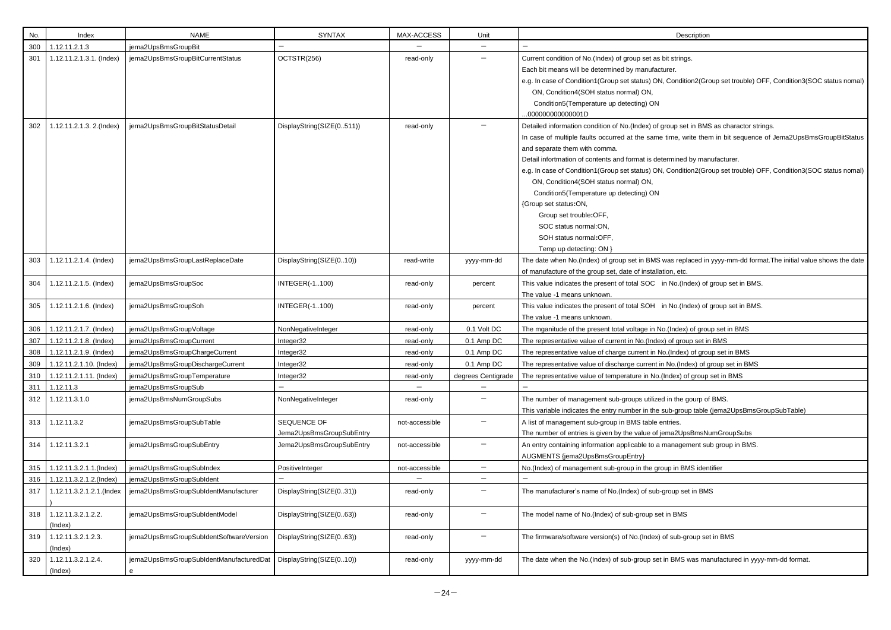| No. | Index | NAME | SYNTAX | MAX-ACCESS | Unit | Description |
|---|---|---|---|---|---|---|
| 300 | 1.12.11.2.1.3 | jema2UpsBmsGroupBit | － | － | － | － |
| 301 | 1.12.11.2.1.3.1. (Index) | jema2UpsBmsGroupBitCurrentStatus | OCTSTR(256) | read-only | － | Current condition of No.(Index) of group set as bit strings.<br>Each bit means will be determined by manufacturer.<br>e.g. In case of Condition1(Group set status) ON, Condition2(Group set trouble) OFF, Condition3(SOC status nomal) ON, Condition4(SOH status normal) ON,<br>Condition5(Temperature up detecting) ON<br>...000000000000001D |
| 302 | 1.12.11.2.1.3. 2.(Index) | jema2UpsBmsGroupBitStatusDetail | DisplayString(SIZE(0..511)) | read-only | － | Detailed information condition of No.(Index) of group set in BMS as charactor strings.<br>In case of multiple faults occurred at the same time, write them in bit sequence of Jema2UpsBmsGroupBitStatus and separate them with comma.<br>Detail infortmation of contents and format is determined by manufacturer.<br>e.g. In case of Condition1(Group set status) ON, Condition2(Group set trouble) OFF, Condition3(SOC status nomal) ON, Condition4(SOH status normal) ON,<br>Condition5(Temperature up detecting) ON<br>{Group set status:ON,<br>Group set trouble:OFF,<br>SOC status normal:ON,<br>SOH status normal:OFF,<br>Temp up detecting: ON } |
| 303 | 1.12.11.2.1.4. (Index) | jema2UpsBmsGroupLastReplaceDate | DisplayString(SIZE(0..10)) | read-write | yyyy-mm-dd | The date when No.(Index) of group set in BMS was replaced in yyyy-mm-dd format.The initial value shows the date of manufacture of the group set, date of installation, etc. |
| 304 | 1.12.11.2.1.5. (Index) | jema2UpsBmsGroupSoc | INTEGER(-1..100) | read-only | percent | This value indicates the present of total SOC in No.(Index) of group set in BMS.<br>The value -1 means unknown. |
| 305 | 1.12.11.2.1.6. (Index) | jema2UpsBmsGroupSoh | INTEGER(-1..100) | read-only | percent | This value indicates the present of total SOH in No.(Index) of group set in BMS.<br>The value -1 means unknown. |
| 306 | 1.12.11.2.1.7. (Index) | jema2UpsBmsGroupVoltage | NonNegativeInteger | read-only | 0.1 Volt DC | The mganitude of the present total voltage in No.(Index) of group set in BMS |
| 307 | 1.12.11.2.1.8. (Index) | jema2UpsBmsGroupCurrent | Integer32 | read-only | 0.1 Amp DC | The representative value of current in No.(Index) of group set in BMS |
| 308 | 1.12.11.2.1.9. (Index) | jema2UpsBmsGroupChargeCurrent | Integer32 | read-only | 0.1 Amp DC | The representative value of charge current in No.(Index) of group set in BMS |
| 309 | 1.12.11.2.1.10. (Index) | jema2UpsBmsGroupDischargeCurrent | Integer32 | read-only | 0.1 Amp DC | The representative value of discharge current in No.(Index) of group set in BMS |
| 310 | 1.12.11.2.1.11. (Index) | jema2UpsBmsGroupTemperature | Integer32 | read-only | degrees Centigrade | The representative value of temperature in No.(Index) of group set in BMS |
| 311 | 1.12.11.3 | jema2UpsBmsGroupSub | － | － | － | － |
| 312 | 1.12.11.3.1.0 | jema2UpsBmsNumGroupSubs | NonNegativeInteger | read-only | － | The number of management sub-groups utilized in the gourp of BMS.<br>This variable indicates the entry number in the sub-group table (jema2UpsBmsGroupSubTable) |
| 313 | 1.12.11.3.2 | jema2UpsBmsGroupSubTable | SEQUENCE OF Jema2UpsBmsGroupSubEntry | not-accessible | － | A list of management sub-group in BMS table entries.<br>The number of entries is given by the value of jema2UpsBmsNumGroupSubs |
| 314 | 1.12.11.3.2.1 | jema2UpsBmsGroupSubEntry | Jema2UpsBmsGroupSubEntry | not-accessible | － | An entry containing information applicable to a management sub group in BMS.<br>AUGMENTS {jema2UpsBmsGroupEntry} |
| 315 | 1.12.11.3.2.1.1.(Index) | jema2UpsBmsGroupSubIndex | PositiveInteger | not-accessible | － | No.(Index) of management sub-group in the group in BMS identifier |
| 316 | 1.12.11.3.2.1.2.(Index) | jema2UpsBmsGroupSubIdent | － | － | － | － |
| 317 | 1.12.11.3.2.1.2.1.(Index) | jema2UpsBmsGroupSubIdentManufacturer | DisplayString(SIZE(0..31)) | read-only | － | The manufacturer's name of No.(Index) of sub-group set in BMS |
| 318 | 1.12.11.3.2.1.2.2.(Index) | jema2UpsBmsGroupSubIdentModel | DisplayString(SIZE(0..63)) | read-only | － | The model name of No.(Index) of sub-group set in BMS |
| 319 | 1.12.11.3.2.1.2.3.(Index) | jema2UpsBmsGroupSubIdentSoftwareVersion | DisplayString(SIZE(0..63)) | read-only | － | The firmware/software version(s) of No.(Index) of sub-group set in BMS |
| 320 | 1.12.11.3.2.1.2.4.(Index) | jema2UpsBmsGroupSubIdentManufacturedDate | DisplayString(SIZE(0..10)) | read-only | yyyy-mm-dd | The date when the No.(Index) of sub-group set in BMS was manufactured in yyyy-mm-dd format. |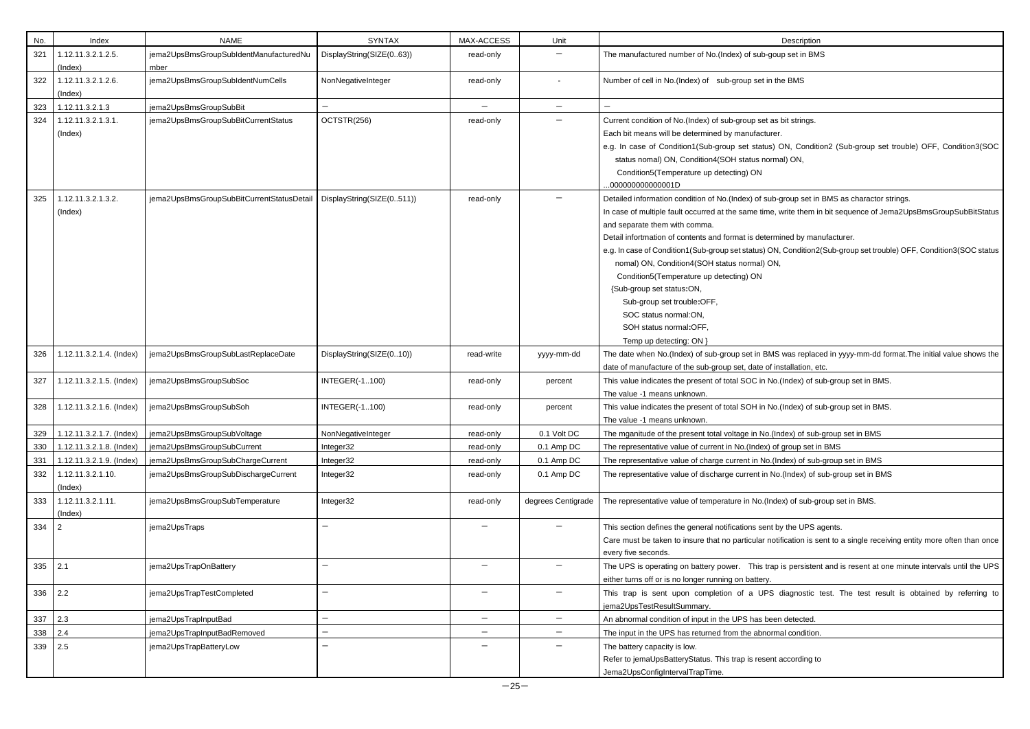| No. | Index | NAME | SYNTAX | MAX-ACCESS | Unit | Description |
|---|---|---|---|---|---|---|
| 321 | 1.12.11.3.2.1.2.5. (Index) | jema2UpsBmsGroupSubIdentManufacturedNumber | DisplayString(SIZE(0..63)) | read-only | − | The manufactured number of No.(Index) of sub-goup set in BMS |
| 322 | 1.12.11.3.2.1.2.6. (Index) | jema2UpsBmsGroupSubIdentNumCells | NonNegativeInteger | read-only | - | Number of cell in No.(Index) of sub-group set in the BMS |
| 323 | 1.12.11.3.2.1.3 | jema2UpsBmsGroupSubBit | − | − | − | − |
| 324 | 1.12.11.3.2.1.3.1. (Index) | jema2UpsBmsGroupSubBitCurrentStatus | OCTSTR(256) | read-only | − | Current condition of No.(Index) of sub-group set as bit strings.<br>Each bit means will be determined by manufacturer.<br>e.g. In case of Condition1(Sub-group set status) ON, Condition2 (Sub-group set trouble) OFF, Condition3(SOC status nomal) ON, Condition4(SOH status normal) ON,<br>Condition5(Temperature up detecting) ON<br>...000000000000001D |
| 325 | 1.12.11.3.2.1.3.2. (Index) | jema2UpsBmsGroupSubBitCurrentStatusDetail | DisplayString(SIZE(0..511)) | read-only | − | Detailed information condition of No.(Index) of sub-group set in BMS as charactor strings.<br>In case of multiple fault occurred at the same time, write them in bit sequence of Jema2UpsBmsGroupSubBitStatus and separate them with comma.<br>Detail infortmation of contents and format is determined by manufacturer.<br>e.g. In case of Condition1(Sub-group set status) ON, Condition2(Sub-group set trouble) OFF, Condition3(SOC status nomal) ON, Condition4(SOH status normal) ON,<br>Condition5(Temperature up detecting) ON<br>{Sub-group set status:ON,<br>Sub-group set trouble:OFF,<br>SOC status normal:ON,<br>SOH status normal:OFF,<br>Temp up detecting: ON } |
| 326 | 1.12.11.3.2.1.4. (Index) | jema2UpsBmsGroupSubLastReplaceDate | DisplayString(SIZE(0..10)) | read-write | yyyy-mm-dd | The date when No.(Index) of sub-group set in BMS was replaced in yyyy-mm-dd format.The initial value shows the date of manufacture of the sub-group set, date of installation, etc. |
| 327 | 1.12.11.3.2.1.5. (Index) | jema2UpsBmsGroupSubSoc | INTEGER(-1..100) | read-only | percent | This value indicates the present of total SOC in No.(Index) of sub-group set in BMS.<br>The value -1 means unknown. |
| 328 | 1.12.11.3.2.1.6. (Index) | jema2UpsBmsGroupSubSoh | INTEGER(-1..100) | read-only | percent | This value indicates the present of total SOH in No.(Index) of sub-group set in BMS.<br>The value -1 means unknown. |
| 329 | 1.12.11.3.2.1.7. (Index) | jema2UpsBmsGroupSubVoltage | NonNegativeInteger | read-only | 0.1 Volt DC | The mganitude of the present total voltage in No.(Index) of sub-group set in BMS |
| 330 | 1.12.11.3.2.1.8. (Index) | jema2UpsBmsGroupSubCurrent | Integer32 | read-only | 0.1 Amp DC | The representative value of current in No.(Index) of group set in BMS |
| 331 | 1.12.11.3.2.1.9. (Index) | jema2UpsBmsGroupSubChargeCurrent | Integer32 | read-only | 0.1 Amp DC | The representative value of charge current in No.(Index) of sub-group set in BMS |
| 332 | 1.12.11.3.2.1.10. (Index) | jema2UpsBmsGroupSubDischargeCurrent | Integer32 | read-only | 0.1 Amp DC | The representative value of discharge current in No.(Index) of sub-group set in BMS |
| 333 | 1.12.11.3.2.1.11. (Index) | jema2UpsBmsGroupSubTemperature | Integer32 | read-only | degrees Centigrade | The representative value of temperature in No.(Index) of sub-group set in BMS. |
| 334 | 2 | jema2UpsTraps | − | − | − | This section defines the general notifications sent by the UPS agents.<br>Care must be taken to insure that no particular notification is sent to a single receiving entity more often than once every five seconds. |
| 335 | 2.1 | jema2UpsTrapOnBattery | − | − | − | The UPS is operating on battery power. This trap is persistent and is resent at one minute intervals until the UPS either turns off or is no longer running on battery. |
| 336 | 2.2 | jema2UpsTrapTestCompleted | − | − | − | This trap is sent upon completion of a UPS diagnostic test. The test result is obtained by referring to jema2UpsTestResultSummary. |
| 337 | 2.3 | jema2UpsTrapInputBad | − | − | − | An abnormal condition of input in the UPS has been detected. |
| 338 | 2.4 | jema2UpsTrapInputBadRemoved | − | − | − | The input in the UPS has returned from the abnormal condition. |
| 339 | 2.5 | jema2UpsTrapBatteryLow | − | − | − | The battery capacity is low.<br>Refer to jemaUpsBatteryStatus. This trap is resent according to<br>Jema2UpsConfigIntervalTrapTime. |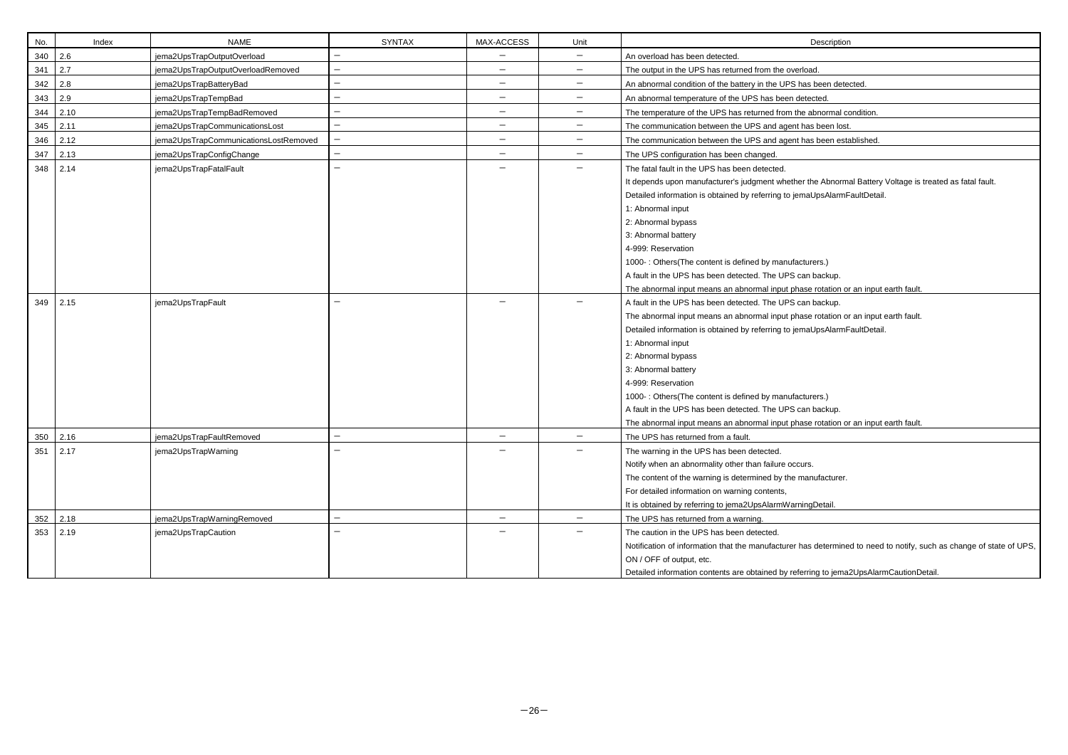| No. | Index | NAME | SYNTAX | MAX-ACCESS | Unit | Description |
|---|---|---|---|---|---|---|
| 340 | 2.6 | jema2UpsTrapOutputOverload | － | － | － | An overload has been detected. |
| 341 | 2.7 | jema2UpsTrapOutputOverloadRemoved | － | － | － | The output in the UPS has returned from the overload. |
| 342 | 2.8 | jema2UpsTrapBatteryBad | － | － | － | An abnormal condition of the battery in the UPS has been detected. |
| 343 | 2.9 | jema2UpsTrapTempBad | － | － | － | An abnormal temperature of the UPS has been detected. |
| 344 | 2.10 | jema2UpsTrapTempBadRemoved | － | － | － | The temperature of the UPS has returned from the abnormal condition. |
| 345 | 2.11 | jema2UpsTrapCommunicationsLost | － | － | － | The communication between the UPS and agent has been lost. |
| 346 | 2.12 | jema2UpsTrapCommunicationsLostRemoved | － | － | － | The communication between the UPS and agent has been established. |
| 347 | 2.13 | jema2UpsTrapConfigChange | － | － | － | The UPS configuration has been changed. |
| 348 | 2.14 | jema2UpsTrapFatalFault | － | － | － | The fatal fault in the UPS has been detected.<br>It depends upon manufacturer's judgment whether the Abnormal Battery Voltage is treated as fatal fault.<br>Detailed information is obtained by referring to jemaUpsAlarmFaultDetail.<br>1: Abnormal input<br>2: Abnormal bypass<br>3: Abnormal battery<br>4-999: Reservation<br>1000- : Others(The content is defined by manufacturers.)<br>A fault in the UPS has been detected. The UPS can backup.<br>The abnormal input means an abnormal input phase rotation or an input earth fault. |
| 349 | 2.15 | jema2UpsTrapFault | － | － | － | A fault in the UPS has been detected. The UPS can backup.<br>The abnormal input means an abnormal input phase rotation or an input earth fault.<br>Detailed information is obtained by referring to jemaUpsAlarmFaultDetail.<br>1: Abnormal input<br>2: Abnormal bypass<br>3: Abnormal battery<br>4-999: Reservation<br>1000- : Others(The content is defined by manufacturers.)<br>A fault in the UPS has been detected. The UPS can backup.<br>The abnormal input means an abnormal input phase rotation or an input earth fault. |
| 350 | 2.16 | jema2UpsTrapFaultRemoved | － | － | － | The UPS has returned from a fault. |
| 351 | 2.17 | jema2UpsTrapWarning | － | － | － | The warning in the UPS has been detected.<br>Notify when an abnormality other than failure occurs.<br>The content of the warning is determined by the manufacturer.<br>For detailed information on warning contents,<br>It is obtained by referring to jema2UpsAlarmWarningDetail. |
| 352 | 2.18 | jema2UpsTrapWarningRemoved | － | － | － | The UPS has returned from a warning. |
| 353 | 2.19 | jema2UpsTrapCaution | － | － | － | The caution in the UPS has been detected.<br>Notification of information that the manufacturer has determined to need to notify, such as change of state of UPS, ON / OFF of output, etc.<br>Detailed information contents are obtained by referring to jema2UpsAlarmCautionDetail. |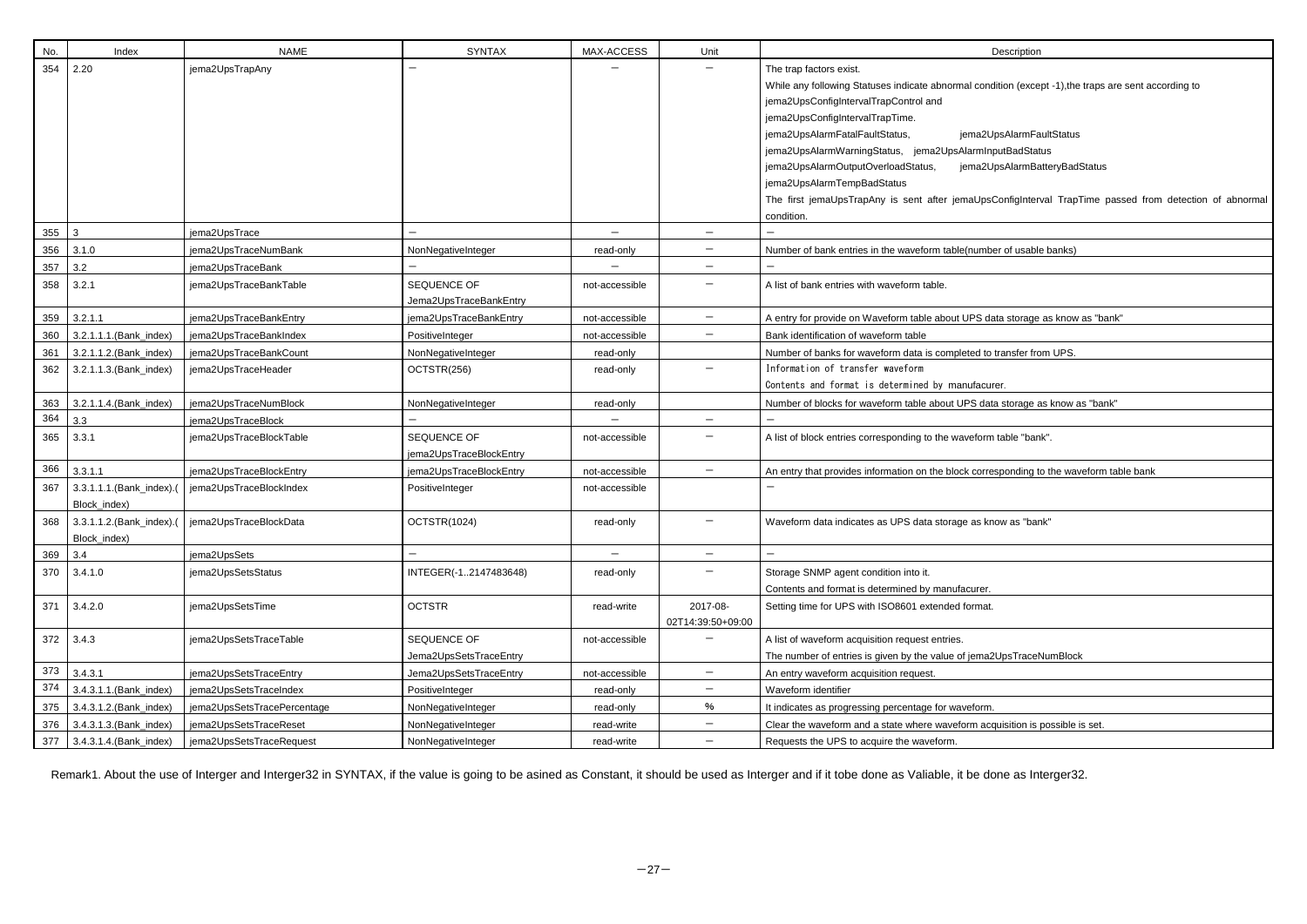| No. | Index | NAME | SYNTAX | MAX-ACCESS | Unit | Description |
|---|---|---|---|---|---|---|
| 354 | 2.20 | jema2UpsTrapAny | － | － | － | The trap factors exist.<br>While any following Statuses indicate abnormal condition (except -1),the traps are sent according to jema2UpsConfigIntervalTrapControl and jema2UpsConfigIntervalTrapTime.<br>jema2UpsAlarmFatalFaultStatus, jema2UpsAlarmFaultStatus<br>jema2UpsAlarmWarningStatus, jema2UpsAlarmInputBadStatus<br>jema2UpsAlarmOutputOverloadStatus, jema2UpsAlarmBatteryBadStatus<br>jema2UpsAlarmTempBadStatus<br>The first jemaUpsTrapAny is sent after jemaUpsConfigInterval TrapTime passed from detection of abnormal condition. |
| 355 | 3 | jema2UpsTrace | － | － | － | － |
| 356 | 3.1.0 | jema2UpsTraceNumBank | NonNegativeInteger | read-only | － | Number of bank entries in the waveform table(number of usable banks) |
| 357 | 3.2 | jema2UpsTraceBank | － | － | － | － |
| 358 | 3.2.1 | jema2UpsTraceBankTable | SEQUENCE OF Jema2UpsTraceBankEntry | not-accessible | － | A list of bank entries with waveform table. |
| 359 | 3.2.1.1 | jema2UpsTraceBankEntry | jema2UpsTraceBankEntry | not-accessible | － | A entry for provide on Waveform table about UPS data storage as know as "bank" |
| 360 | 3.2.1.1.1.(Bank_index) | jema2UpsTraceBankIndex | PositiveInteger | not-accessible | － | Bank identification of waveform table |
| 361 | 3.2.1.1.2.(Bank_index) | jema2UpsTraceBankCount | NonNegativeInteger | read-only | | Number of banks for waveform data is completed to transfer from UPS. |
| 362 | 3.2.1.1.3.(Bank_index) | jema2UpsTraceHeader | OCTSTR(256) | read-only | － | Information of transfer waveform<br>Contents and format is determined by manufacurer. |
| 363 | 3.2.1.1.4.(Bank_index) | jema2UpsTraceNumBlock | NonNegativeInteger | read-only | | Number of blocks for waveform table about UPS data storage as know as "bank" |
| 364 | 3.3 | jema2UpsTraceBlock | － | － | － | － |
| 365 | 3.3.1 | jema2UpsTraceBlockTable | SEQUENCE OF jema2UpsTraceBlockEntry | not-accessible | － | A list of block entries corresponding to the waveform table "bank". |
| 366 | 3.3.1.1 | jema2UpsTraceBlockEntry | jema2UpsTraceBlockEntry | not-accessible | － | An entry that provides information on the block corresponding to the waveform table bank |
| 367 | 3.3.1.1.1.(Bank_index).(Block_index) | jema2UpsTraceBlockIndex | PositiveInteger | not-accessible | | － |
| 368 | 3.3.1.1.2.(Bank_index).(Block_index) | jema2UpsTraceBlockData | OCTSTR(1024) | read-only | － | Waveform data indicates as UPS data storage as know as "bank" |
| 369 | 3.4 | jema2UpsSets | － | － | － | － |
| 370 | 3.4.1.0 | jema2UpsSetsStatus | INTEGER(-1..2147483648) | read-only | － | Storage SNMP agent condition into it.<br>Contents and format is determined by manufacurer. |
| 371 | 3.4.2.0 | jema2UpsSetsTime | OCTSTR | read-write | 2017-08-02T14:39:50+09:00 | Setting time for UPS with ISO8601 extended format. |
| 372 | 3.4.3 | jema2UpsSetsTraceTable | SEQUENCE OF Jema2UpsSetsTraceEntry | not-accessible | － | A list of waveform acquisition request entries.<br>The number of entries is given by the value of jema2UpsTraceNumBlock |
| 373 | 3.4.3.1 | jema2UpsSetsTraceEntry | Jema2UpsSetsTraceEntry | not-accessible | － | An entry waveform acquisition request. |
| 374 | 3.4.3.1.1.(Bank_index) | jema2UpsSetsTraceIndex | PositiveInteger | read-only | － | Waveform identifier |
| 375 | 3.4.3.1.2.(Bank_index) | jema2UpsSetsTracePercentage | NonNegativeInteger | read-only | % | It indicates as progressing percentage for waveform. |
| 376 | 3.4.3.1.3.(Bank_index) | jema2UpsSetsTraceReset | NonNegativeInteger | read-write | － | Clear the waveform and a state where waveform acquisition is possible is set. |
| 377 | 3.4.3.1.4.(Bank_index) | jema2UpsSetsTraceRequest | NonNegativeInteger | read-write | － | Requests the UPS to acquire the waveform. |

Remark1. About the use of Interger and Interger32 in SYNTAX, if the value is going to be asined as Constant, it should be used as Interger and if it tobe done as Valiable, it be done as Interger32.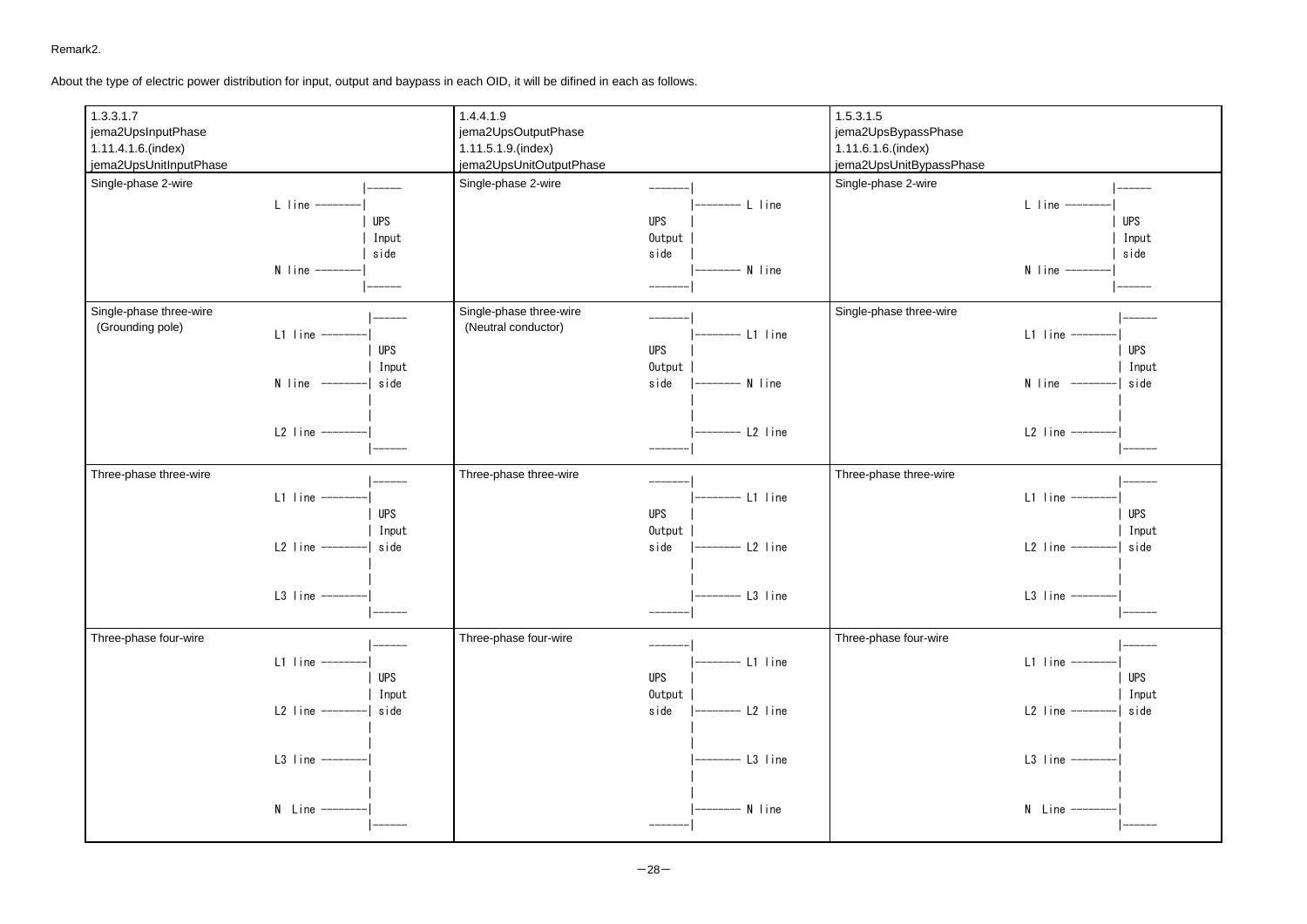Remark2.

About the type of electric power distribution for input, output and baypass in each OID, it will be difined in each as follows.

<table>
<tr>
<th>1.3.3.1.7<br>jema2UpsInputPhase<br>1.11.4.1.6.(index)<br>jema2UpsUnitInputPhase</th>
<th>1.4.4.1.9<br>jema2UpsOutputPhase<br>1.11.5.1.9.(index)<br>jema2UpsUnitOutputPhase</th>
<th>1.5.3.1.5<br>jema2UpsBypassPhase<br>1.11.6.1.6.(index)<br>jema2UpsUnitBypassPhase</th>
</tr>
<tr>
<td>Single-phase 2-wire<pre>
                 |------
  L line --------|
                 | UPS
                 | Input
                 | side
  N line --------|
                 |------
</pre></td>
<td>Single-phase 2-wire<pre>
  -------|
         |-------- L line
  UPS    |
  Output |
  side   |
         |-------- N line
  -------|
</pre></td>
<td>Single-phase 2-wire<pre>
                 |------
  L line --------|
                 | UPS
                 | Input
                 | side
  N line --------|
                 |------
</pre></td>
</tr>
<tr>
<td>Single-phase three-wire<br>(Grounding pole)<pre>
                 |------
  L1 line -------|
                 | UPS
                 | Input
  N line  -------| side
                 |
                 |
  L2 line -------|
                 |------
</pre></td>
<td>Single-phase three-wire<br>(Neutral conductor)<pre>
  -------|
         |-------- L1 line
  UPS    |
  Output |
  side   |-------- N line
         |
         |
         |-------- L2 line
  -------|
</pre></td>
<td>Single-phase three-wire<pre>
                 |------
  L1 line -------|
                 | UPS
                 | Input
  N line  -------| side
                 |
                 |
  L2 line -------|
                 |------
</pre></td>
</tr>
<tr>
<td>Three-phase three-wire<pre>
                 |------
  L1 line -------|
                 | UPS
                 | Input
  L2 line -------| side
                 |
                 |
  L3 line -------|
                 |------
</pre></td>
<td>Three-phase three-wire<pre>
  -------|
         |-------- L1 line
  UPS    |
  Output |
  side   |-------- L2 line
         |
         |
         |-------- L3 line
  -------|
</pre></td>
<td>Three-phase three-wire<pre>
                 |------
  L1 line -------|
                 | UPS
                 | Input
  L2 line -------| side
                 |
                 |
  L3 line -------|
                 |------
</pre></td>
</tr>
<tr>
<td>Three-phase four-wire<pre>
                 |------
  L1 line -------|
                 | UPS
                 | Input
  L2 line -------| side
                 |
                 |
  L3 line -------|
                 |
                 |
  N  Line -------|
                 |------
</pre></td>
<td>Three-phase four-wire<pre>
  -------|
         |-------- L1 line
  UPS    |
  Output |
  side   |-------- L2 line
         |
         |
         |-------- L3 line
         |
         |
         |-------- N line
  -------|
</pre></td>
<td>Three-phase four-wire<pre>
                 |------
  L1 line -------|
                 | UPS
                 | Input
  L2 line -------| side
                 |
                 |
  L3 line -------|
                 |
                 |
  N  Line -------|
                 |------
</pre></td>
</tr>
</table>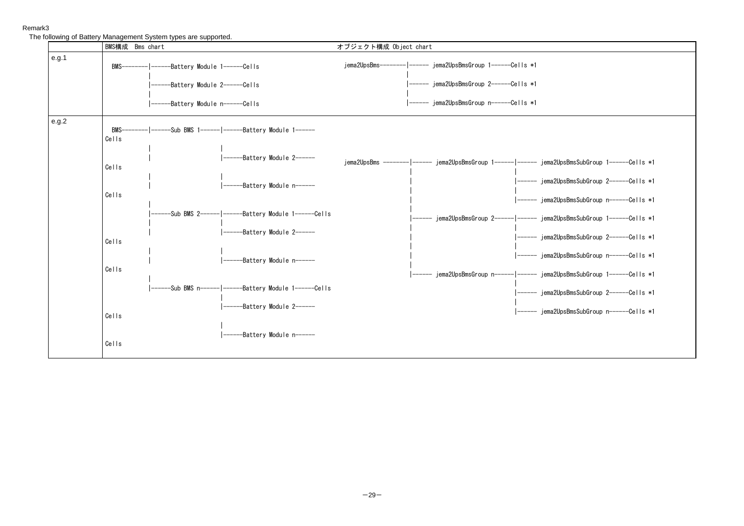Remark3

The following of Battery Management System types are supported.

| | BMS構成 Bms chart | オブジェクト構成 Object chart |
|---|---|---|
| e.g.1 | <pre>BMS--------\|------Battery Module 1------Cells<br>            \|<br>            \|------Battery Module 2------Cells<br>            \|<br>            \|------Battery Module n------Cells</pre> | <pre>jema2UpsBms--------\|------ jema2UpsBmsGroup 1------Cells *1<br>                   \|<br>                   \|------ jema2UpsBmsGroup 2------Cells *1<br>                   \|<br>                   \|------ jema2UpsBmsGroup n------Cells *1</pre> |
| e.g.2 | <pre>BMS--------\|------Sub BMS 1------\|------Battery Module 1------Cells<br>            \|                    \|<br>            \|                    \|------Battery Module 2------Cells<br>            \|                    \|<br>            \|                    \|------Battery Module n------Cells<br>            \|<br>            \|------Sub BMS 2------\|------Battery Module 1------Cells<br>            \|                    \|<br>            \|                    \|------Battery Module 2------Cells<br>            \|                    \|<br>            \|                    \|------Battery Module n------Cells<br>            \|<br>            \|------Sub BMS n------\|------Battery Module 1------Cells<br>                                 \|<br>                                 \|------Battery Module 2------Cells<br>                                 \|<br>                                 \|------Battery Module n------Cells</pre> | <pre>jema2UpsBms --------\|------ jema2UpsBmsGroup 1------\|------ jema2UpsBmsSubGroup 1------Cells *1<br>                    \|                           \|<br>                    \|                           \|------ jema2UpsBmsSubGroup 2------Cells *1<br>                    \|                           \|<br>                    \|                           \|------ jema2UpsBmsSubGroup n------Cells *1<br>                    \|<br>                    \|------ jema2UpsBmsGroup 2------\|------ jema2UpsBmsSubGroup 1------Cells *1<br>                    \|                           \|<br>                    \|                           \|------ jema2UpsBmsSubGroup 2------Cells *1<br>                    \|                           \|<br>                    \|                           \|------ jema2UpsBmsSubGroup n------Cells *1<br>                    \|<br>                    \|------ jema2UpsBmsGroup n------\|------ jema2UpsBmsSubGroup 1------Cells *1<br>                                                \|<br>                                                \|------ jema2UpsBmsSubGroup 2------Cells *1<br>                                                \|<br>                                                \|------ jema2UpsBmsSubGroup n------Cells *1</pre> |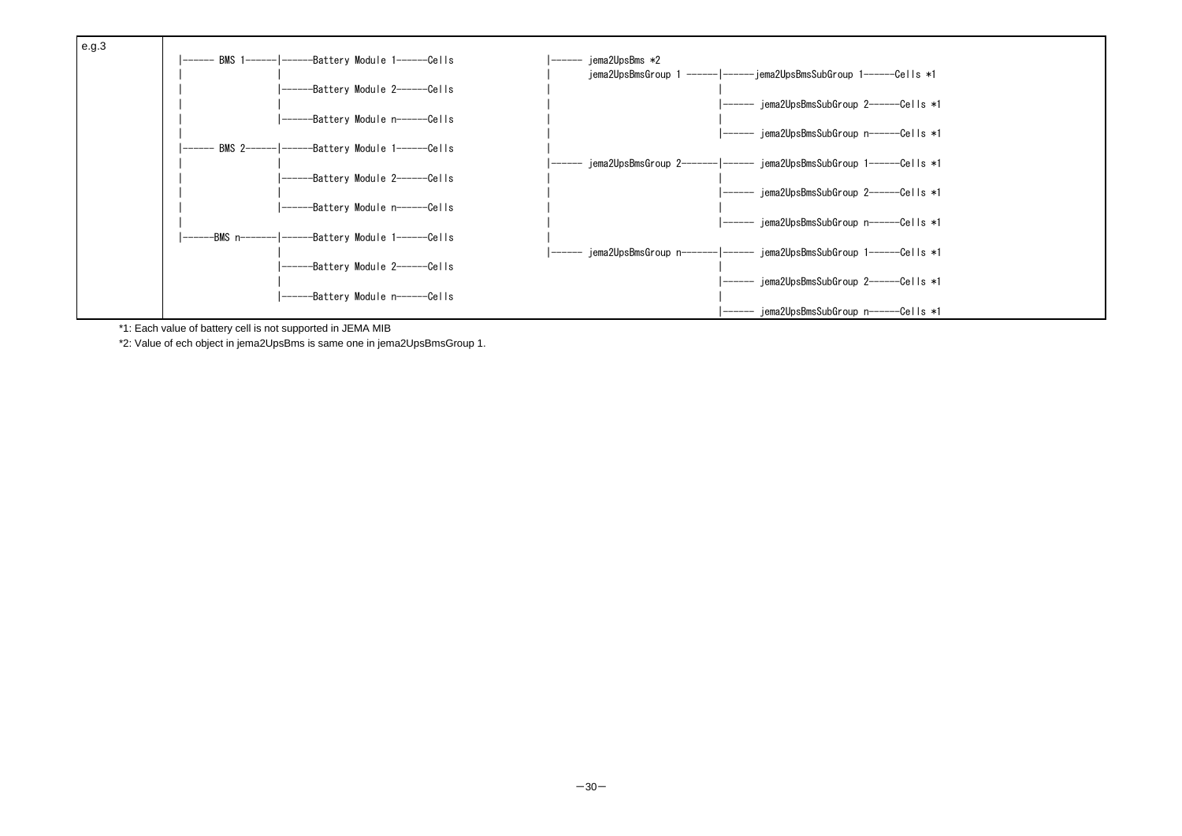| e.g.3 | |
|---|---|
| | (see diagram below) |

```
|------ BMS 1------|------Battery Module 1------Cells          |------ jema2UpsBms *2
|                  |                                           |       jema2UpsBmsGroup 1 ------|------jema2UpsBmsSubGroup 1------Cells *1
|                  |------Battery Module 2------Cells          |                                |
|                  |                                           |                                |------ jema2UpsBmsSubGroup 2------Cells *1
|                  |------Battery Module n------Cells          |                                |
|                                                              |                                |------ jema2UpsBmsSubGroup n------Cells *1
|------ BMS 2------|------Battery Module 1------Cells          |
|                  |                                           |------ jema2UpsBmsGroup 2-------|------ jema2UpsBmsSubGroup 1------Cells *1
|                  |------Battery Module 2------Cells          |                                |
|                  |                                           |                                |------ jema2UpsBmsSubGroup 2------Cells *1
|                  |------Battery Module n------Cells          |                                |
|                                                              |                                |------ jema2UpsBmsSubGroup n------Cells *1
|------BMS n-------|------Battery Module 1------Cells          |
                   |                                           |------ jema2UpsBmsGroup n-------|------ jema2UpsBmsSubGroup 1------Cells *1
                   |------Battery Module 2------Cells                                           |
                   |                                                                            |------ jema2UpsBmsSubGroup 2------Cells *1
                   |------Battery Module n------Cells                                           |
                                                                                                |------ jema2UpsBmsSubGroup n------Cells *1
```

*1: Each value of battery cell is not supported in JEMA MIB

*2: Value of ech object in jema2UpsBms is same one in jema2UpsBmsGroup 1.